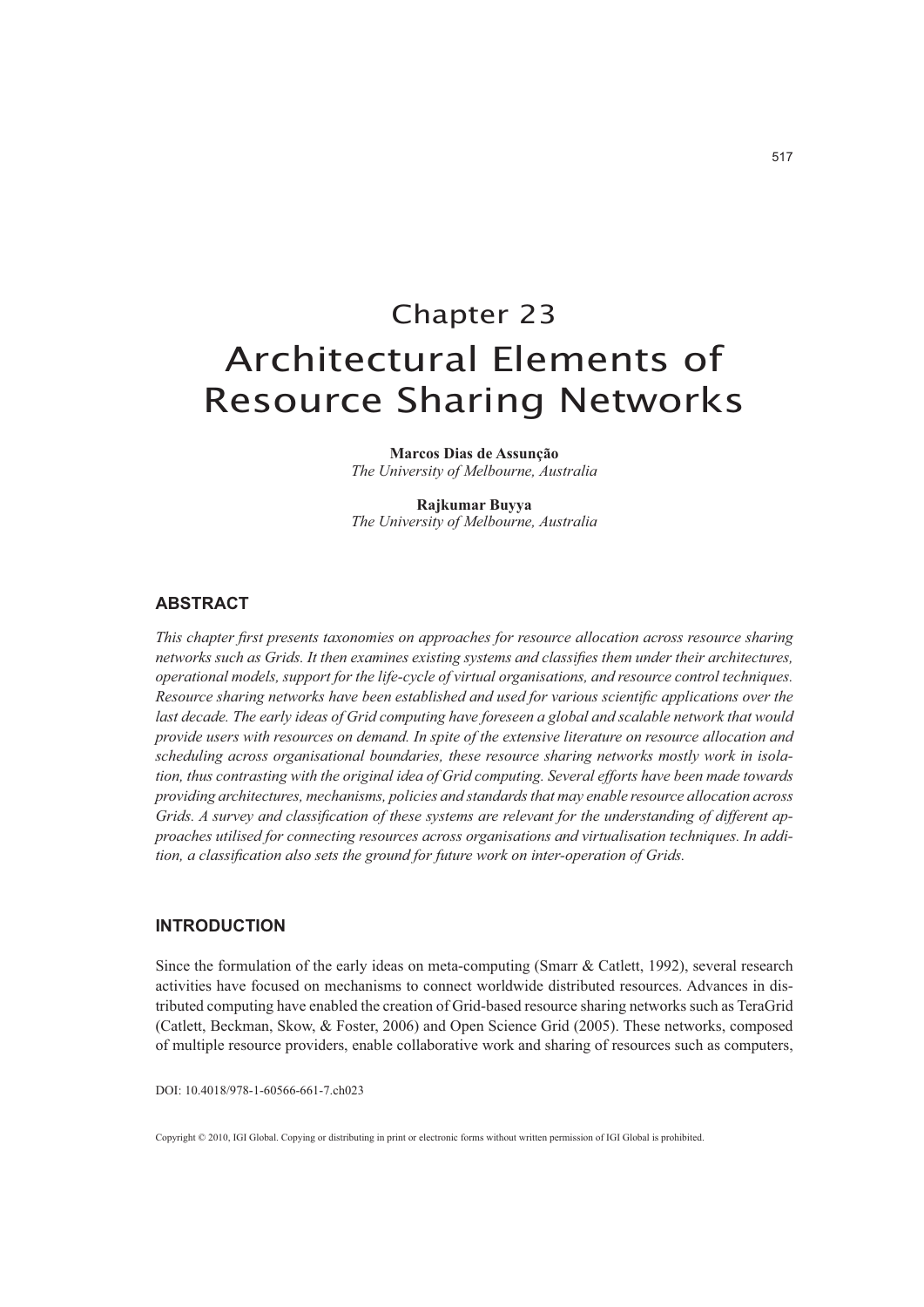# Chapter 23
# Architectural Elements of Resource Sharing Networks

**Marcos Dias de Assunção**
*The University of Melbourne, Australia*

**Rajkumar Buyya**
*The University of Melbourne, Australia*

## ABSTRACT

*This chapter first presents taxonomies on approaches for resource allocation across resource sharing networks such as Grids. It then examines existing systems and classifies them under their architectures, operational models, support for the life-cycle of virtual organisations, and resource control techniques. Resource sharing networks have been established and used for various scientific applications over the last decade. The early ideas of Grid computing have foreseen a global and scalable network that would provide users with resources on demand. In spite of the extensive literature on resource allocation and scheduling across organisational boundaries, these resource sharing networks mostly work in isolation, thus contrasting with the original idea of Grid computing. Several efforts have been made towards providing architectures, mechanisms, policies and standards that may enable resource allocation across Grids. A survey and classification of these systems are relevant for the understanding of different approaches utilised for connecting resources across organisations and virtualisation techniques. In addition, a classification also sets the ground for future work on inter-operation of Grids.*

## INTRODUCTION

Since the formulation of the early ideas on meta-computing (Smarr & Catlett, 1992), several research activities have focused on mechanisms to connect worldwide distributed resources. Advances in distributed computing have enabled the creation of Grid-based resource sharing networks such as TeraGrid (Catlett, Beckman, Skow, & Foster, 2006) and Open Science Grid (2005). These networks, composed of multiple resource providers, enable collaborative work and sharing of resources such as computers,

DOI: 10.4018/978-1-60566-661-7.ch023

Copyright © 2010, IGI Global. Copying or distributing in print or electronic forms without written permission of IGI Global is prohibited.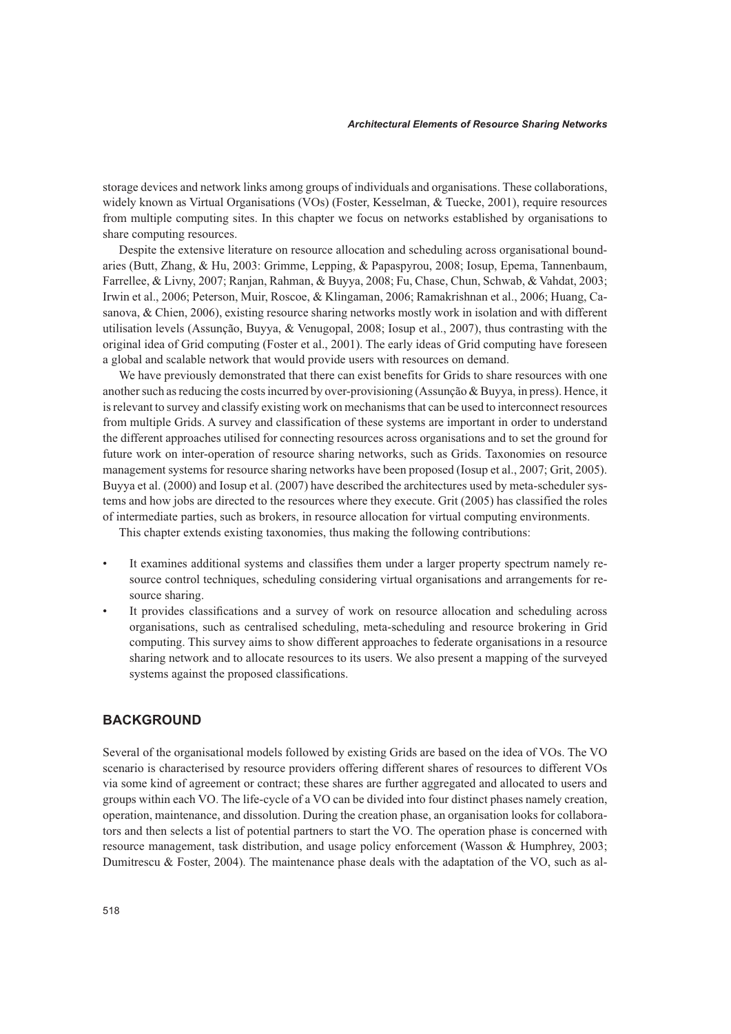storage devices and network links among groups of individuals and organisations. These collaborations, widely known as Virtual Organisations (VOs) (Foster, Kesselman, & Tuecke, 2001), require resources from multiple computing sites. In this chapter we focus on networks established by organisations to share computing resources.

Despite the extensive literature on resource allocation and scheduling across organisational boundaries (Butt, Zhang, & Hu, 2003: Grimme, Lepping, & Papaspyrou, 2008; Iosup, Epema, Tannenbaum, Farrellee, & Livny, 2007; Ranjan, Rahman, & Buyya, 2008; Fu, Chase, Chun, Schwab, & Vahdat, 2003; Irwin et al., 2006; Peterson, Muir, Roscoe, & Klingaman, 2006; Ramakrishnan et al., 2006; Huang, Casanova, & Chien, 2006), existing resource sharing networks mostly work in isolation and with different utilisation levels (Assunção, Buyya, & Venugopal, 2008; Iosup et al., 2007), thus contrasting with the original idea of Grid computing (Foster et al., 2001). The early ideas of Grid computing have foreseen a global and scalable network that would provide users with resources on demand.

We have previously demonstrated that there can exist benefits for Grids to share resources with one another such as reducing the costs incurred by over-provisioning (Assunção & Buyya, in press). Hence, it is relevant to survey and classify existing work on mechanisms that can be used to interconnect resources from multiple Grids. A survey and classification of these systems are important in order to understand the different approaches utilised for connecting resources across organisations and to set the ground for future work on inter-operation of resource sharing networks, such as Grids. Taxonomies on resource management systems for resource sharing networks have been proposed (Iosup et al., 2007; Grit, 2005). Buyya et al. (2000) and Iosup et al. (2007) have described the architectures used by meta-scheduler systems and how jobs are directed to the resources where they execute. Grit (2005) has classified the roles of intermediate parties, such as brokers, in resource allocation for virtual computing environments.

This chapter extends existing taxonomies, thus making the following contributions:

- It examines additional systems and classifies them under a larger property spectrum namely resource control techniques, scheduling considering virtual organisations and arrangements for resource sharing.
- It provides classifications and a survey of work on resource allocation and scheduling across organisations, such as centralised scheduling, meta-scheduling and resource brokering in Grid computing. This survey aims to show different approaches to federate organisations in a resource sharing network and to allocate resources to its users. We also present a mapping of the surveyed systems against the proposed classifications.

## BACKGROUND

Several of the organisational models followed by existing Grids are based on the idea of VOs. The VO scenario is characterised by resource providers offering different shares of resources to different VOs via some kind of agreement or contract; these shares are further aggregated and allocated to users and groups within each VO. The life-cycle of a VO can be divided into four distinct phases namely creation, operation, maintenance, and dissolution. During the creation phase, an organisation looks for collaborators and then selects a list of potential partners to start the VO. The operation phase is concerned with resource management, task distribution, and usage policy enforcement (Wasson & Humphrey, 2003; Dumitrescu & Foster, 2004). The maintenance phase deals with the adaptation of the VO, such as al-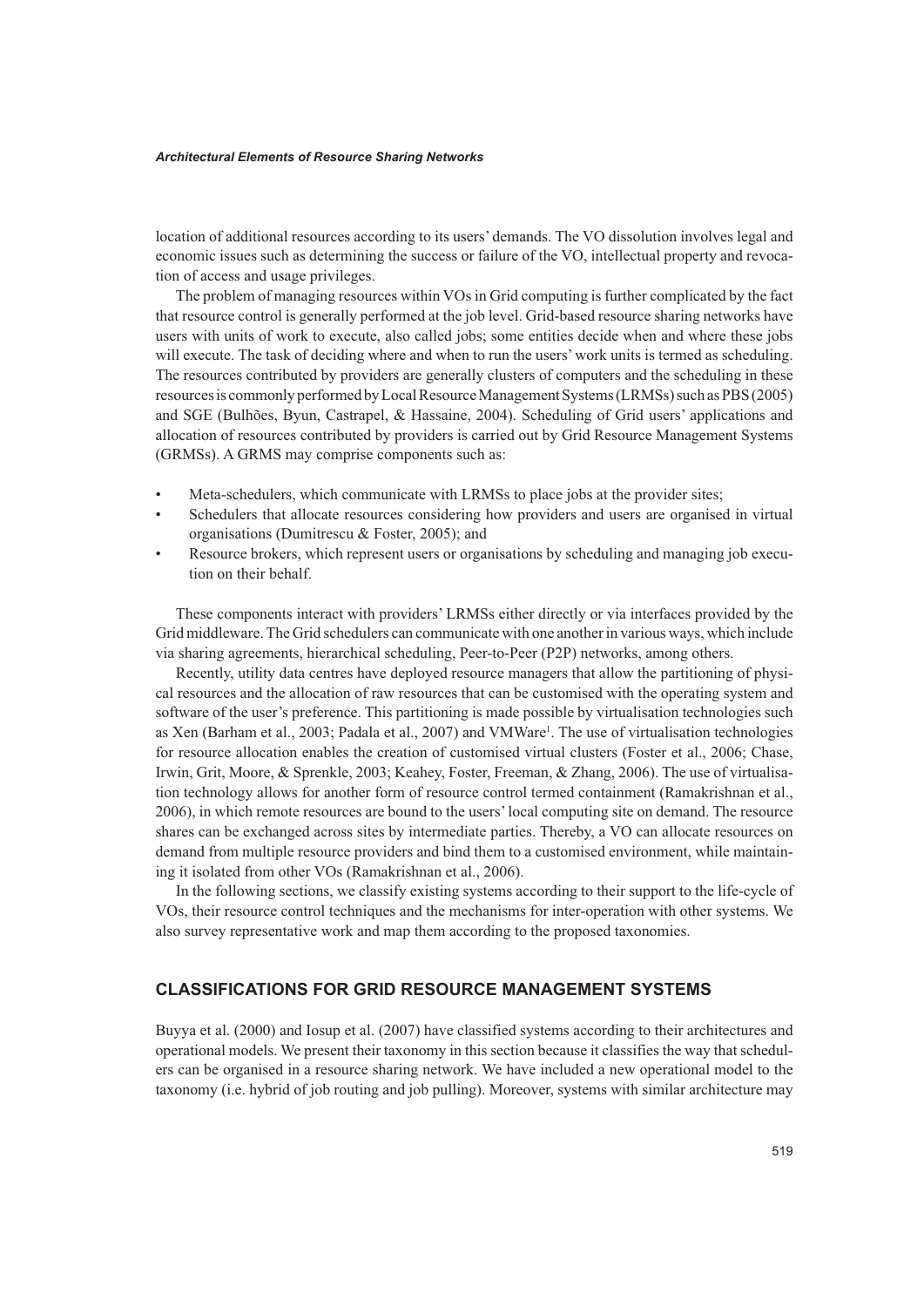location of additional resources according to its users' demands. The VO dissolution involves legal and economic issues such as determining the success or failure of the VO, intellectual property and revocation of access and usage privileges.

The problem of managing resources within VOs in Grid computing is further complicated by the fact that resource control is generally performed at the job level. Grid-based resource sharing networks have users with units of work to execute, also called jobs; some entities decide when and where these jobs will execute. The task of deciding where and when to run the users' work units is termed as scheduling. The resources contributed by providers are generally clusters of computers and the scheduling in these resources is commonly performed by Local Resource Management Systems (LRMSs) such as PBS (2005) and SGE (Bulhões, Byun, Castrapel, & Hassaine, 2004). Scheduling of Grid users' applications and allocation of resources contributed by providers is carried out by Grid Resource Management Systems (GRMSs). A GRMS may comprise components such as:

- Meta-schedulers, which communicate with LRMSs to place jobs at the provider sites;
- Schedulers that allocate resources considering how providers and users are organised in virtual organisations (Dumitrescu & Foster, 2005); and
- Resource brokers, which represent users or organisations by scheduling and managing job execution on their behalf.

These components interact with providers' LRMSs either directly or via interfaces provided by the Grid middleware. The Grid schedulers can communicate with one another in various ways, which include via sharing agreements, hierarchical scheduling, Peer-to-Peer (P2P) networks, among others.

Recently, utility data centres have deployed resource managers that allow the partitioning of physical resources and the allocation of raw resources that can be customised with the operating system and software of the user's preference. This partitioning is made possible by virtualisation technologies such as Xen (Barham et al., 2003; Padala et al., 2007) and VMWare[1]. The use of virtualisation technologies for resource allocation enables the creation of customised virtual clusters (Foster et al., 2006; Chase, Irwin, Grit, Moore, & Sprenkle, 2003; Keahey, Foster, Freeman, & Zhang, 2006). The use of virtualisation technology allows for another form of resource control termed containment (Ramakrishnan et al., 2006), in which remote resources are bound to the users' local computing site on demand. The resource shares can be exchanged across sites by intermediate parties. Thereby, a VO can allocate resources on demand from multiple resource providers and bind them to a customised environment, while maintaining it isolated from other VOs (Ramakrishnan et al., 2006).

In the following sections, we classify existing systems according to their support to the life-cycle of VOs, their resource control techniques and the mechanisms for inter-operation with other systems. We also survey representative work and map them according to the proposed taxonomies.

## CLASSIFICATIONS FOR GRID RESOURCE MANAGEMENT SYSTEMS

Buyya et al. (2000) and Iosup et al. (2007) have classified systems according to their architectures and operational models. We present their taxonomy in this section because it classifies the way that schedulers can be organised in a resource sharing network. We have included a new operational model to the taxonomy (i.e. hybrid of job routing and job pulling). Moreover, systems with similar architecture may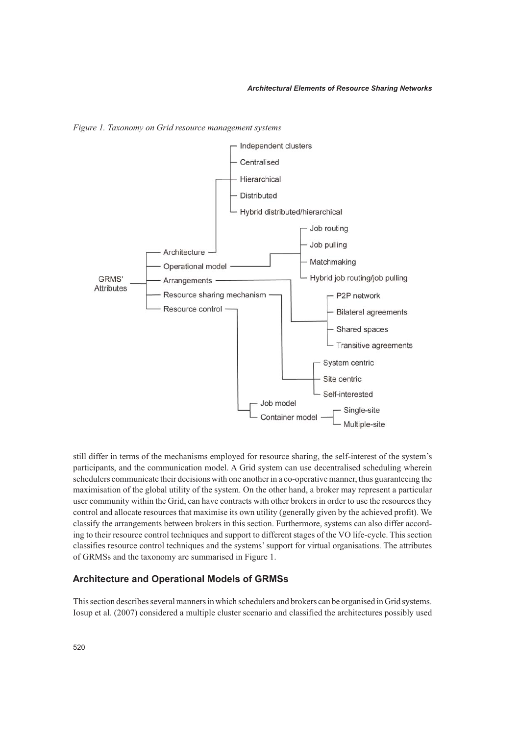Figure 1. Taxonomy on Grid resource management systems

still differ in terms of the mechanisms employed for resource sharing, the self-interest of the system's participants, and the communication model. A Grid system can use decentralised scheduling wherein schedulers communicate their decisions with one another in a co-operative manner, thus guaranteeing the maximisation of the global utility of the system. On the other hand, a broker may represent a particular user community within the Grid, can have contracts with other brokers in order to use the resources they control and allocate resources that maximise its own utility (generally given by the achieved profit). We classify the arrangements between brokers in this section. Furthermore, systems can also differ according to their resource control techniques and support to different stages of the VO life-cycle. This section classifies resource control techniques and the systems' support for virtual organisations. The attributes of GRMSs and the taxonomy are summarised in Figure 1.

## Architecture and Operational Models of GRMSs

This section describes several manners in which schedulers and brokers can be organised in Grid systems. Iosup et al. (2007) considered a multiple cluster scenario and classified the architectures possibly used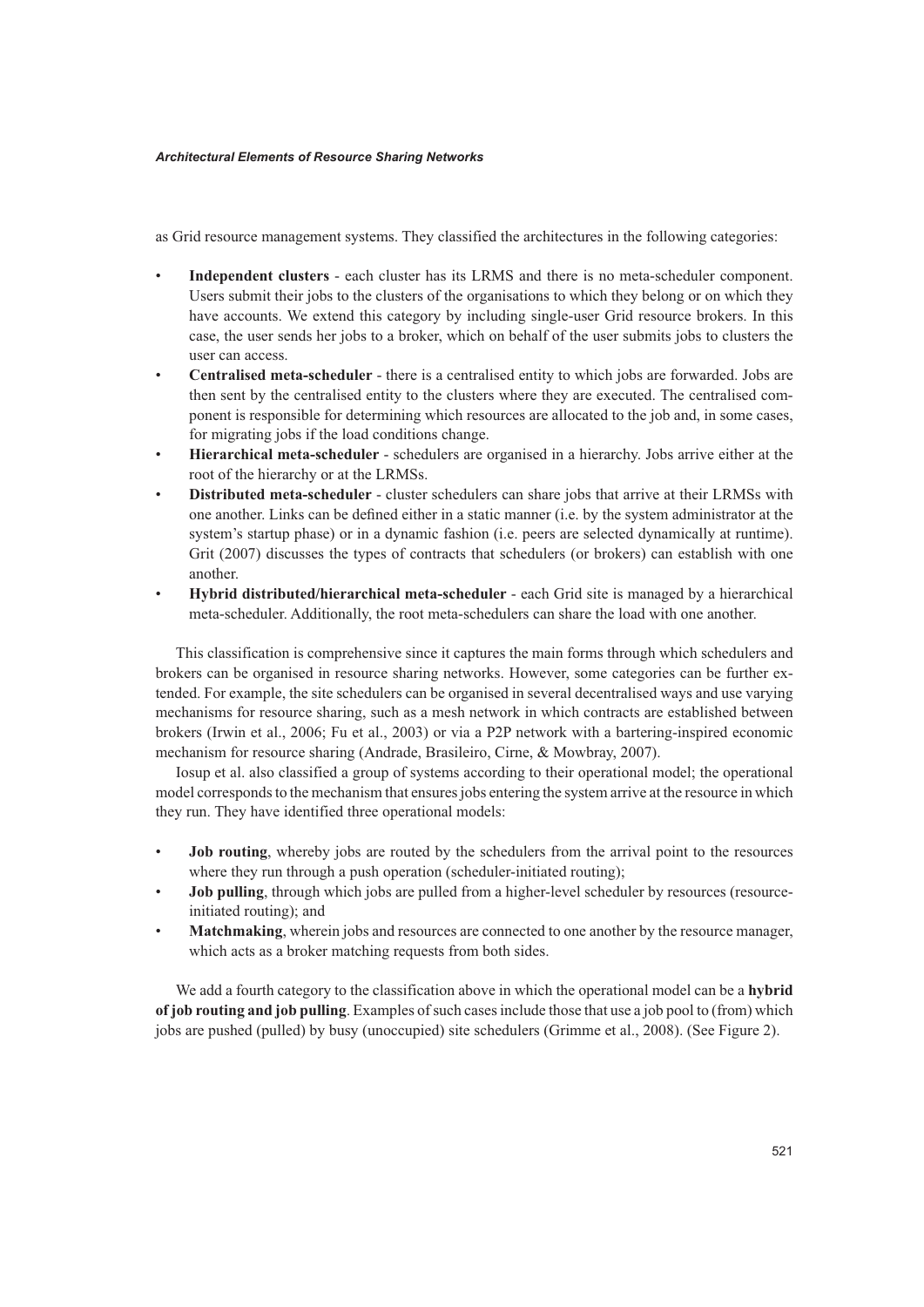as Grid resource management systems. They classified the architectures in the following categories:

- **Independent clusters** - each cluster has its LRMS and there is no meta-scheduler component. Users submit their jobs to the clusters of the organisations to which they belong or on which they have accounts. We extend this category by including single-user Grid resource brokers. In this case, the user sends her jobs to a broker, which on behalf of the user submits jobs to clusters the user can access.
- **Centralised meta-scheduler** - there is a centralised entity to which jobs are forwarded. Jobs are then sent by the centralised entity to the clusters where they are executed. The centralised component is responsible for determining which resources are allocated to the job and, in some cases, for migrating jobs if the load conditions change.
- **Hierarchical meta-scheduler** - schedulers are organised in a hierarchy. Jobs arrive either at the root of the hierarchy or at the LRMSs.
- **Distributed meta-scheduler** - cluster schedulers can share jobs that arrive at their LRMSs with one another. Links can be defined either in a static manner (i.e. by the system administrator at the system's startup phase) or in a dynamic fashion (i.e. peers are selected dynamically at runtime). Grit (2007) discusses the types of contracts that schedulers (or brokers) can establish with one another.
- **Hybrid distributed/hierarchical meta-scheduler** - each Grid site is managed by a hierarchical meta-scheduler. Additionally, the root meta-schedulers can share the load with one another.

This classification is comprehensive since it captures the main forms through which schedulers and brokers can be organised in resource sharing networks. However, some categories can be further extended. For example, the site schedulers can be organised in several decentralised ways and use varying mechanisms for resource sharing, such as a mesh network in which contracts are established between brokers (Irwin et al., 2006; Fu et al., 2003) or via a P2P network with a bartering-inspired economic mechanism for resource sharing (Andrade, Brasileiro, Cirne, & Mowbray, 2007).

Iosup et al. also classified a group of systems according to their operational model; the operational model corresponds to the mechanism that ensures jobs entering the system arrive at the resource in which they run. They have identified three operational models:

- **Job routing**, whereby jobs are routed by the schedulers from the arrival point to the resources where they run through a push operation (scheduler-initiated routing);
- **Job pulling**, through which jobs are pulled from a higher-level scheduler by resources (resource-initiated routing); and
- **Matchmaking**, wherein jobs and resources are connected to one another by the resource manager, which acts as a broker matching requests from both sides.

We add a fourth category to the classification above in which the operational model can be a **hybrid of job routing and job pulling**. Examples of such cases include those that use a job pool to (from) which jobs are pushed (pulled) by busy (unoccupied) site schedulers (Grimme et al., 2008). (See Figure 2).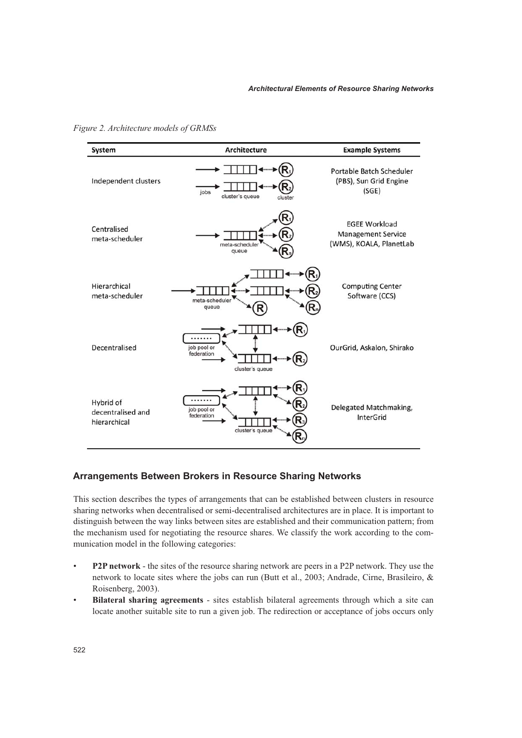*Figure 2. Architecture models of GRMSs*

| System | Architecture | Example Systems |
|---|---|---|
| Independent clusters | | Portable Batch Scheduler (PBS), Sun Grid Engine (SGE) |
| Centralised meta-scheduler | | EGEE Workload Management Service (WMS), KOALA, PlanetLab |
| Hierarchical meta-scheduler | | Computing Center Software (CCS) |
| Decentralised | | OurGrid, Askalon, Shirako |
| Hybrid of decentralised and hierarchical | | Delegated Matchmaking, InterGrid |

## Arrangements Between Brokers in Resource Sharing Networks

This section describes the types of arrangements that can be established between clusters in resource sharing networks when decentralised or semi-decentralised architectures are in place. It is important to distinguish between the way links between sites are established and their communication pattern; from the mechanism used for negotiating the resource shares. We classify the work according to the communication model in the following categories:

- **P2P network** - the sites of the resource sharing network are peers in a P2P network. They use the network to locate sites where the jobs can run (Butt et al., 2003; Andrade, Cirne, Brasileiro, & Roisenberg, 2003).
- **Bilateral sharing agreements** - sites establish bilateral agreements through which a site can locate another suitable site to run a given job. The redirection or acceptance of jobs occurs only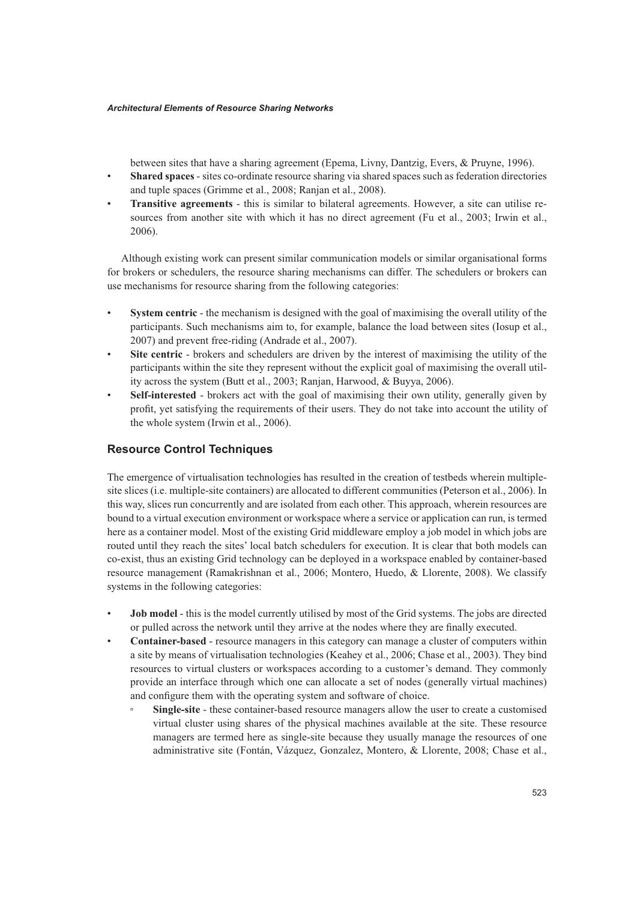between sites that have a sharing agreement (Epema, Livny, Dantzig, Evers, & Pruyne, 1996).

- **Shared spaces** - sites co-ordinate resource sharing via shared spaces such as federation directories and tuple spaces (Grimme et al., 2008; Ranjan et al., 2008).
- **Transitive agreements** - this is similar to bilateral agreements. However, a site can utilise resources from another site with which it has no direct agreement (Fu et al., 2003; Irwin et al., 2006).

Although existing work can present similar communication models or similar organisational forms for brokers or schedulers, the resource sharing mechanisms can differ. The schedulers or brokers can use mechanisms for resource sharing from the following categories:

- **System centric** - the mechanism is designed with the goal of maximising the overall utility of the participants. Such mechanisms aim to, for example, balance the load between sites (Iosup et al., 2007) and prevent free-riding (Andrade et al., 2007).
- **Site centric** - brokers and schedulers are driven by the interest of maximising the utility of the participants within the site they represent without the explicit goal of maximising the overall utility across the system (Butt et al., 2003; Ranjan, Harwood, & Buyya, 2006).
- **Self-interested** - brokers act with the goal of maximising their own utility, generally given by profit, yet satisfying the requirements of their users. They do not take into account the utility of the whole system (Irwin et al., 2006).

## Resource Control Techniques

The emergence of virtualisation technologies has resulted in the creation of testbeds wherein multiple-site slices (i.e. multiple-site containers) are allocated to different communities (Peterson et al., 2006). In this way, slices run concurrently and are isolated from each other. This approach, wherein resources are bound to a virtual execution environment or workspace where a service or application can run, is termed here as a container model. Most of the existing Grid middleware employ a job model in which jobs are routed until they reach the sites' local batch schedulers for execution. It is clear that both models can co-exist, thus an existing Grid technology can be deployed in a workspace enabled by container-based resource management (Ramakrishnan et al., 2006; Montero, Huedo, & Llorente, 2008). We classify systems in the following categories:

- **Job model** - this is the model currently utilised by most of the Grid systems. The jobs are directed or pulled across the network until they arrive at the nodes where they are finally executed.
- **Container-based** - resource managers in this category can manage a cluster of computers within a site by means of virtualisation technologies (Keahey et al., 2006; Chase et al., 2003). They bind resources to virtual clusters or workspaces according to a customer's demand. They commonly provide an interface through which one can allocate a set of nodes (generally virtual machines) and configure them with the operating system and software of choice.
  - **Single-site** - these container-based resource managers allow the user to create a customised virtual cluster using shares of the physical machines available at the site. These resource managers are termed here as single-site because they usually manage the resources of one administrative site (Fontán, Vázquez, Gonzalez, Montero, & Llorente, 2008; Chase et al.,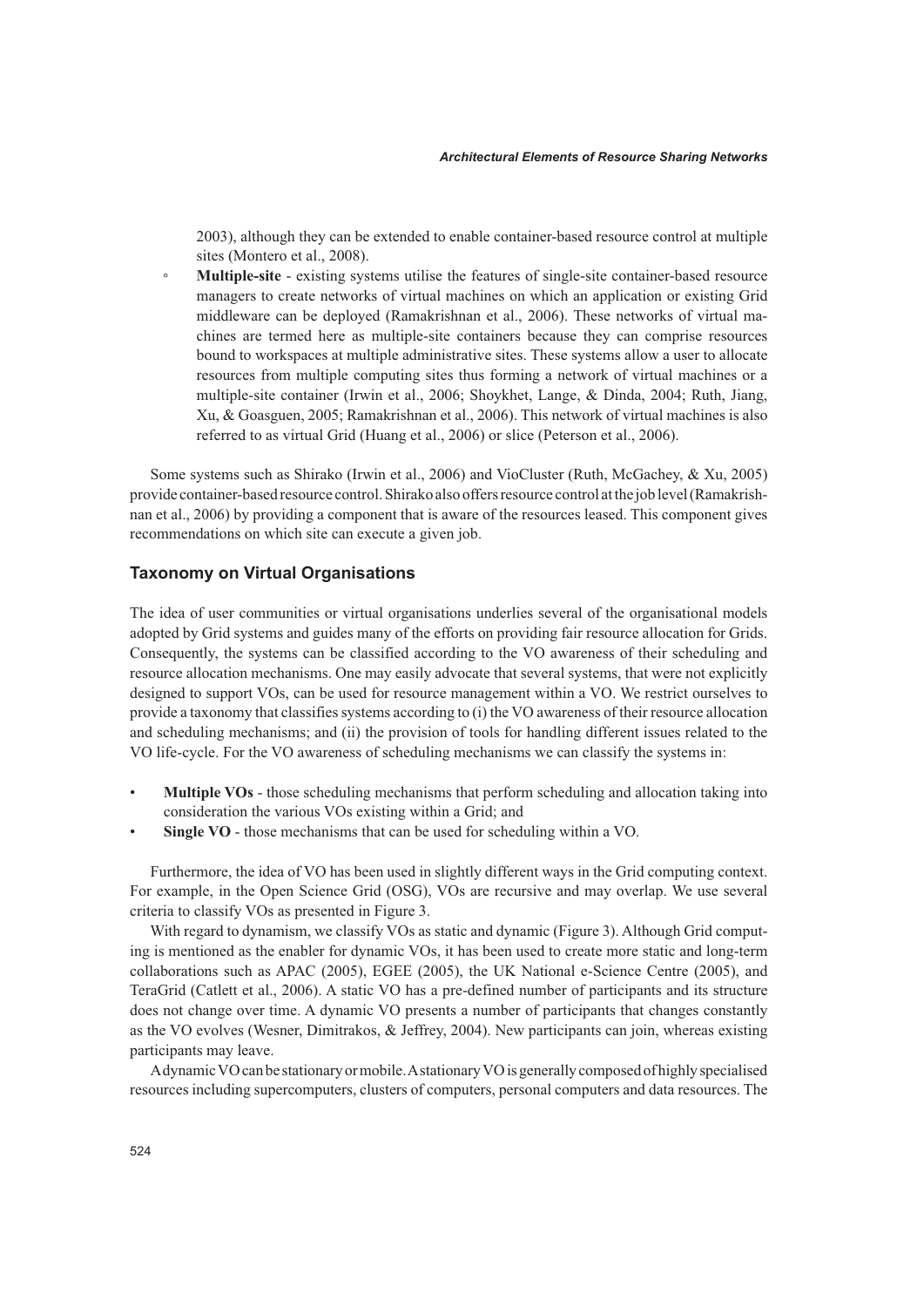2003), although they can be extended to enable container-based resource control at multiple sites (Montero et al., 2008).

  - **Multiple-site** - existing systems utilise the features of single-site container-based resource managers to create networks of virtual machines on which an application or existing Grid middleware can be deployed (Ramakrishnan et al., 2006). These networks of virtual machines are termed here as multiple-site containers because they can comprise resources bound to workspaces at multiple administrative sites. These systems allow a user to allocate resources from multiple computing sites thus forming a network of virtual machines or a multiple-site container (Irwin et al., 2006; Shoykhet, Lange, & Dinda, 2004; Ruth, Jiang, Xu, & Goasguen, 2005; Ramakrishnan et al., 2006). This network of virtual machines is also referred to as virtual Grid (Huang et al., 2006) or slice (Peterson et al., 2006).

Some systems such as Shirako (Irwin et al., 2006) and VioCluster (Ruth, McGachey, & Xu, 2005) provide container-based resource control. Shirako also offers resource control at the job level (Ramakrishnan et al., 2006) by providing a component that is aware of the resources leased. This component gives recommendations on which site can execute a given job.

### Taxonomy on Virtual Organisations

The idea of user communities or virtual organisations underlies several of the organisational models adopted by Grid systems and guides many of the efforts on providing fair resource allocation for Grids. Consequently, the systems can be classified according to the VO awareness of their scheduling and resource allocation mechanisms. One may easily advocate that several systems, that were not explicitly designed to support VOs, can be used for resource management within a VO. We restrict ourselves to provide a taxonomy that classifies systems according to (i) the VO awareness of their resource allocation and scheduling mechanisms; and (ii) the provision of tools for handling different issues related to the VO life-cycle. For the VO awareness of scheduling mechanisms we can classify the systems in:

- **Multiple VOs** - those scheduling mechanisms that perform scheduling and allocation taking into consideration the various VOs existing within a Grid; and
- **Single VO** - those mechanisms that can be used for scheduling within a VO.

Furthermore, the idea of VO has been used in slightly different ways in the Grid computing context. For example, in the Open Science Grid (OSG), VOs are recursive and may overlap. We use several criteria to classify VOs as presented in Figure 3.

With regard to dynamism, we classify VOs as static and dynamic (Figure 3). Although Grid computing is mentioned as the enabler for dynamic VOs, it has been used to create more static and long-term collaborations such as APAC (2005), EGEE (2005), the UK National e-Science Centre (2005), and TeraGrid (Catlett et al., 2006). A static VO has a pre-defined number of participants and its structure does not change over time. A dynamic VO presents a number of participants that changes constantly as the VO evolves (Wesner, Dimitrakos, & Jeffrey, 2004). New participants can join, whereas existing participants may leave.

A dynamic VO can be stationary or mobile. A stationary VO is generally composed of highly specialised resources including supercomputers, clusters of computers, personal computers and data resources. The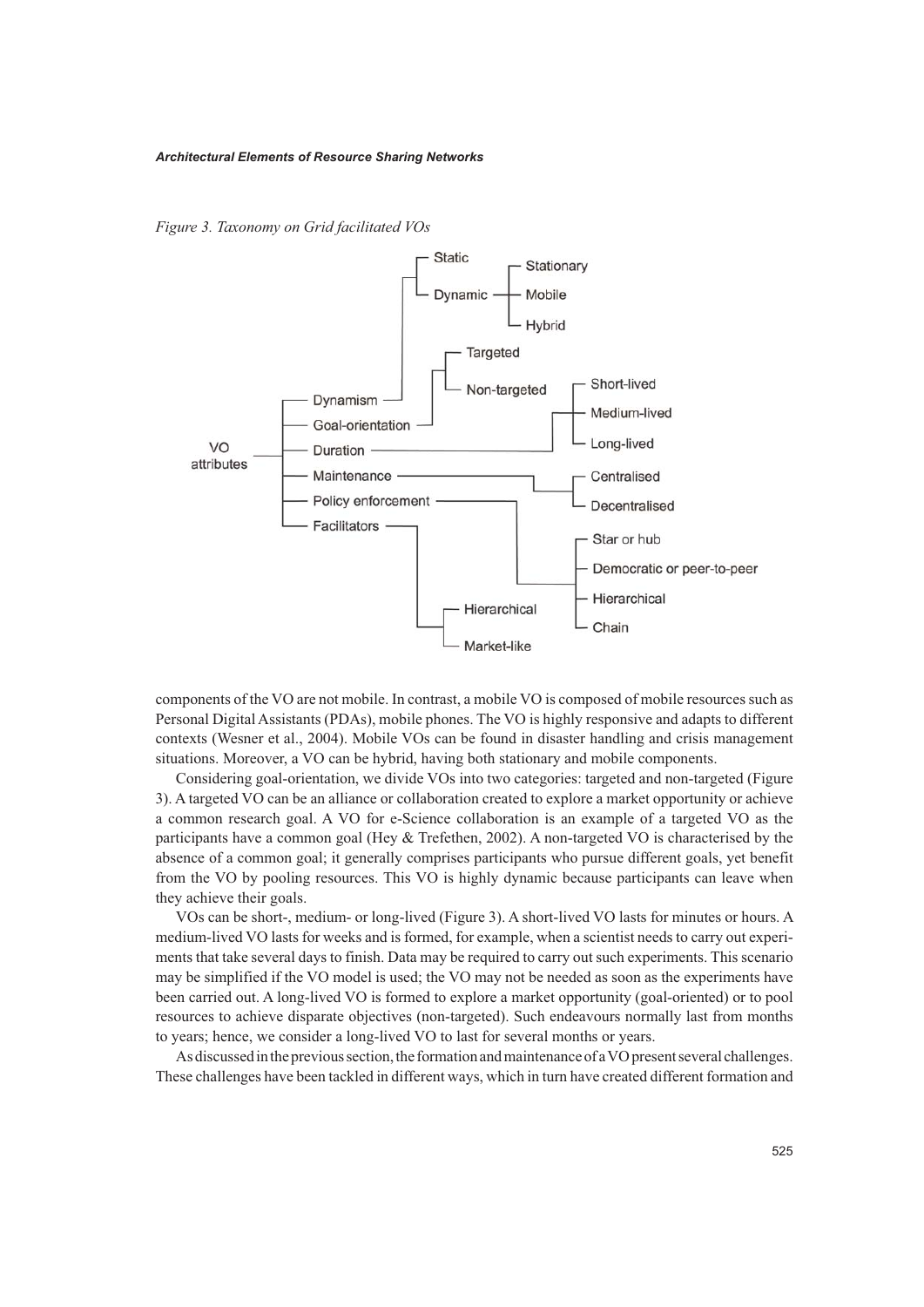*Figure 3. Taxonomy on Grid facilitated VOs*

VO attributes

Dynamism

Static

Dynamic

Stationary

Mobile

Hybrid

Goal-orientation

Targeted

Non-targeted

Duration

Short-lived

Medium-lived

Long-lived

Maintenance

Centralised

Decentralised

Policy enforcement

Star or hub

Democratic or peer-to-peer

Hierarchical

Chain

Facilitators

Hierarchical

Market-like

components of the VO are not mobile. In contrast, a mobile VO is composed of mobile resources such as Personal Digital Assistants (PDAs), mobile phones. The VO is highly responsive and adapts to different contexts (Wesner et al., 2004). Mobile VOs can be found in disaster handling and crisis management situations. Moreover, a VO can be hybrid, having both stationary and mobile components.

Considering goal-orientation, we divide VOs into two categories: targeted and non-targeted (Figure 3). A targeted VO can be an alliance or collaboration created to explore a market opportunity or achieve a common research goal. A VO for e-Science collaboration is an example of a targeted VO as the participants have a common goal (Hey & Trefethen, 2002). A non-targeted VO is characterised by the absence of a common goal; it generally comprises participants who pursue different goals, yet benefit from the VO by pooling resources. This VO is highly dynamic because participants can leave when they achieve their goals.

VOs can be short-, medium- or long-lived (Figure 3). A short-lived VO lasts for minutes or hours. A medium-lived VO lasts for weeks and is formed, for example, when a scientist needs to carry out experiments that take several days to finish. Data may be required to carry out such experiments. This scenario may be simplified if the VO model is used; the VO may not be needed as soon as the experiments have been carried out. A long-lived VO is formed to explore a market opportunity (goal-oriented) or to pool resources to achieve disparate objectives (non-targeted). Such endeavours normally last from months to years; hence, we consider a long-lived VO to last for several months or years.

As discussed in the previous section, the formation and maintenance of a VO present several challenges. These challenges have been tackled in different ways, which in turn have created different formation and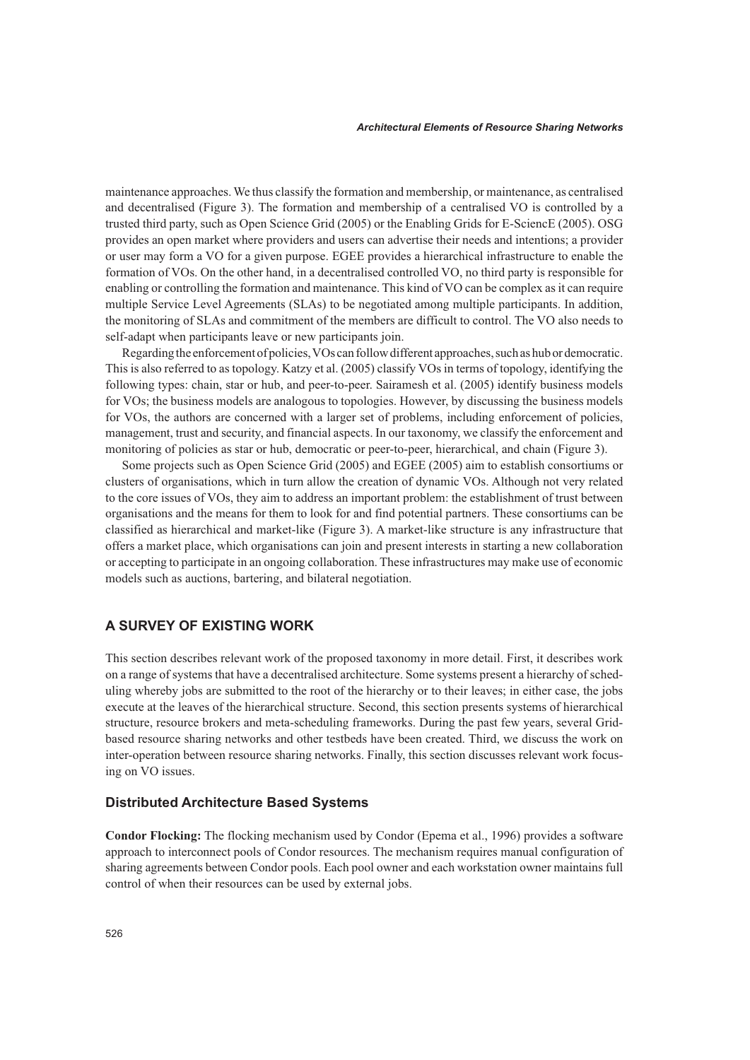maintenance approaches. We thus classify the formation and membership, or maintenance, as centralised and decentralised (Figure 3). The formation and membership of a centralised VO is controlled by a trusted third party, such as Open Science Grid (2005) or the Enabling Grids for E-SciencE (2005). OSG provides an open market where providers and users can advertise their needs and intentions; a provider or user may form a VO for a given purpose. EGEE provides a hierarchical infrastructure to enable the formation of VOs. On the other hand, in a decentralised controlled VO, no third party is responsible for enabling or controlling the formation and maintenance. This kind of VO can be complex as it can require multiple Service Level Agreements (SLAs) to be negotiated among multiple participants. In addition, the monitoring of SLAs and commitment of the members are difficult to control. The VO also needs to self-adapt when participants leave or new participants join.

Regarding the enforcement of policies, VOs can follow different approaches, such as hub or democratic. This is also referred to as topology. Katzy et al. (2005) classify VOs in terms of topology, identifying the following types: chain, star or hub, and peer-to-peer. Sairamesh et al. (2005) identify business models for VOs; the business models are analogous to topologies. However, by discussing the business models for VOs, the authors are concerned with a larger set of problems, including enforcement of policies, management, trust and security, and financial aspects. In our taxonomy, we classify the enforcement and monitoring of policies as star or hub, democratic or peer-to-peer, hierarchical, and chain (Figure 3).

Some projects such as Open Science Grid (2005) and EGEE (2005) aim to establish consortiums or clusters of organisations, which in turn allow the creation of dynamic VOs. Although not very related to the core issues of VOs, they aim to address an important problem: the establishment of trust between organisations and the means for them to look for and find potential partners. These consortiums can be classified as hierarchical and market-like (Figure 3). A market-like structure is any infrastructure that offers a market place, which organisations can join and present interests in starting a new collaboration or accepting to participate in an ongoing collaboration. These infrastructures may make use of economic models such as auctions, bartering, and bilateral negotiation.

## A SURVEY OF EXISTING WORK

This section describes relevant work of the proposed taxonomy in more detail. First, it describes work on a range of systems that have a decentralised architecture. Some systems present a hierarchy of scheduling whereby jobs are submitted to the root of the hierarchy or to their leaves; in either case, the jobs execute at the leaves of the hierarchical structure. Second, this section presents systems of hierarchical structure, resource brokers and meta-scheduling frameworks. During the past few years, several Grid-based resource sharing networks and other testbeds have been created. Third, we discuss the work on inter-operation between resource sharing networks. Finally, this section discusses relevant work focusing on VO issues.

### Distributed Architecture Based Systems

**Condor Flocking:** The flocking mechanism used by Condor (Epema et al., 1996) provides a software approach to interconnect pools of Condor resources. The mechanism requires manual configuration of sharing agreements between Condor pools. Each pool owner and each workstation owner maintains full control of when their resources can be used by external jobs.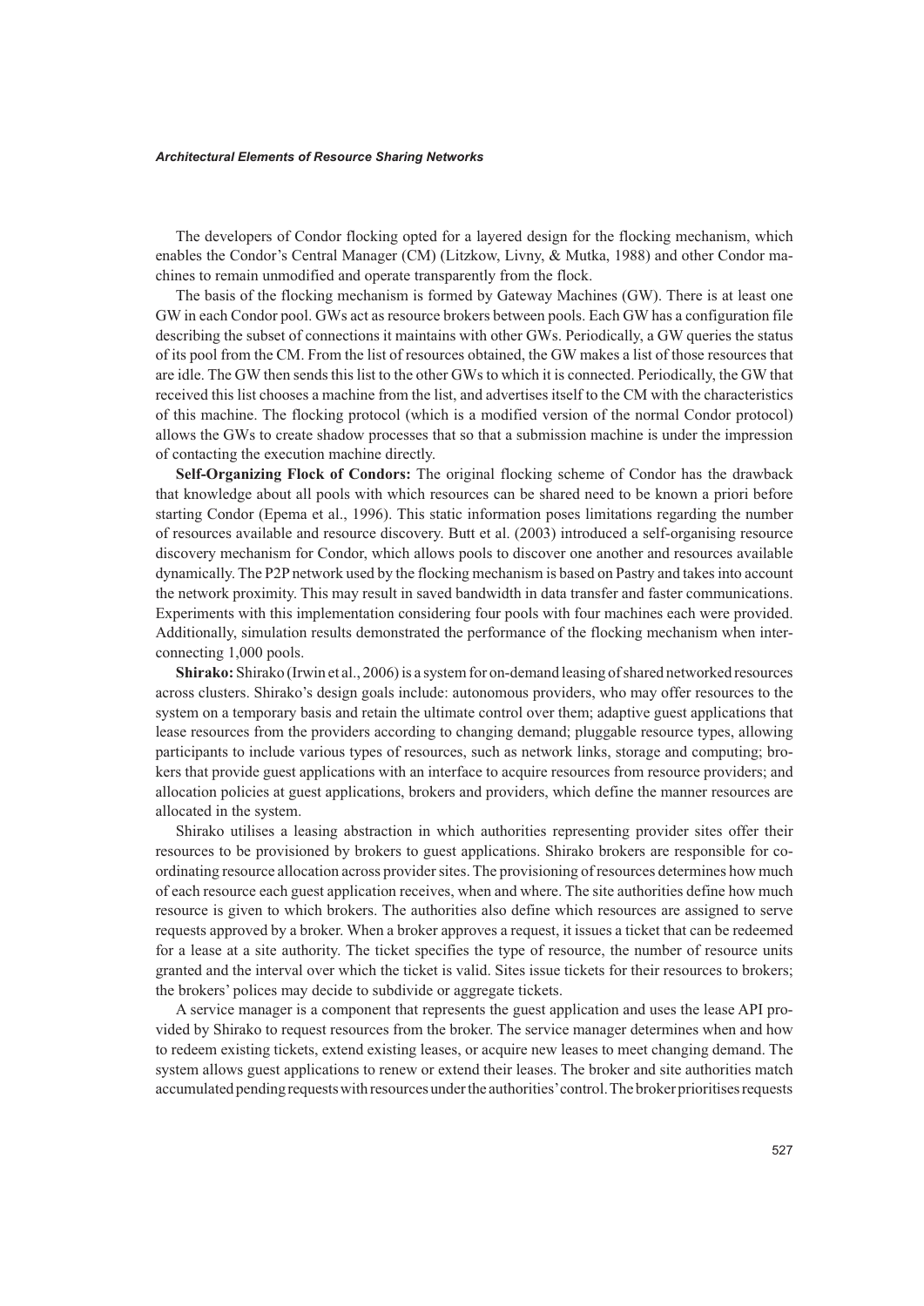The developers of Condor flocking opted for a layered design for the flocking mechanism, which enables the Condor's Central Manager (CM) (Litzkow, Livny, & Mutka, 1988) and other Condor machines to remain unmodified and operate transparently from the flock.

The basis of the flocking mechanism is formed by Gateway Machines (GW). There is at least one GW in each Condor pool. GWs act as resource brokers between pools. Each GW has a configuration file describing the subset of connections it maintains with other GWs. Periodically, a GW queries the status of its pool from the CM. From the list of resources obtained, the GW makes a list of those resources that are idle. The GW then sends this list to the other GWs to which it is connected. Periodically, the GW that received this list chooses a machine from the list, and advertises itself to the CM with the characteristics of this machine. The flocking protocol (which is a modified version of the normal Condor protocol) allows the GWs to create shadow processes that so that a submission machine is under the impression of contacting the execution machine directly.

**Self-Organizing Flock of Condors:** The original flocking scheme of Condor has the drawback that knowledge about all pools with which resources can be shared need to be known a priori before starting Condor (Epema et al., 1996). This static information poses limitations regarding the number of resources available and resource discovery. Butt et al. (2003) introduced a self-organising resource discovery mechanism for Condor, which allows pools to discover one another and resources available dynamically. The P2P network used by the flocking mechanism is based on Pastry and takes into account the network proximity. This may result in saved bandwidth in data transfer and faster communications. Experiments with this implementation considering four pools with four machines each were provided. Additionally, simulation results demonstrated the performance of the flocking mechanism when interconnecting 1,000 pools.

**Shirako:** Shirako (Irwin et al., 2006) is a system for on-demand leasing of shared networked resources across clusters. Shirako's design goals include: autonomous providers, who may offer resources to the system on a temporary basis and retain the ultimate control over them; adaptive guest applications that lease resources from the providers according to changing demand; pluggable resource types, allowing participants to include various types of resources, such as network links, storage and computing; brokers that provide guest applications with an interface to acquire resources from resource providers; and allocation policies at guest applications, brokers and providers, which define the manner resources are allocated in the system.

Shirako utilises a leasing abstraction in which authorities representing provider sites offer their resources to be provisioned by brokers to guest applications. Shirako brokers are responsible for coordinating resource allocation across provider sites. The provisioning of resources determines how much of each resource each guest application receives, when and where. The site authorities define how much resource is given to which brokers. The authorities also define which resources are assigned to serve requests approved by a broker. When a broker approves a request, it issues a ticket that can be redeemed for a lease at a site authority. The ticket specifies the type of resource, the number of resource units granted and the interval over which the ticket is valid. Sites issue tickets for their resources to brokers; the brokers' polices may decide to subdivide or aggregate tickets.

A service manager is a component that represents the guest application and uses the lease API provided by Shirako to request resources from the broker. The service manager determines when and how to redeem existing tickets, extend existing leases, or acquire new leases to meet changing demand. The system allows guest applications to renew or extend their leases. The broker and site authorities match accumulated pending requests with resources under the authorities' control. The broker prioritises requests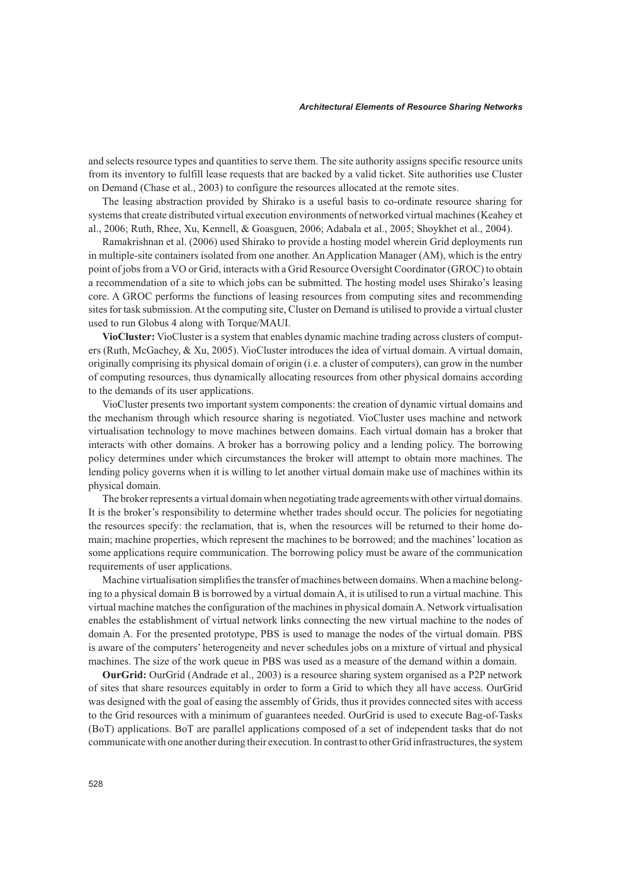and selects resource types and quantities to serve them. The site authority assigns specific resource units from its inventory to fulfill lease requests that are backed by a valid ticket. Site authorities use Cluster on Demand (Chase et al., 2003) to configure the resources allocated at the remote sites.

The leasing abstraction provided by Shirako is a useful basis to co-ordinate resource sharing for systems that create distributed virtual execution environments of networked virtual machines (Keahey et al., 2006; Ruth, Rhee, Xu, Kennell, & Goasguen, 2006; Adabala et al., 2005; Shoykhet et al., 2004).

Ramakrishnan et al. (2006) used Shirako to provide a hosting model wherein Grid deployments run in multiple-site containers isolated from one another. An Application Manager (AM), which is the entry point of jobs from a VO or Grid, interacts with a Grid Resource Oversight Coordinator (GROC) to obtain a recommendation of a site to which jobs can be submitted. The hosting model uses Shirako's leasing core. A GROC performs the functions of leasing resources from computing sites and recommending sites for task submission. At the computing site, Cluster on Demand is utilised to provide a virtual cluster used to run Globus 4 along with Torque/MAUI.

**VioCluster:** VioCluster is a system that enables dynamic machine trading across clusters of computers (Ruth, McGachey, & Xu, 2005). VioCluster introduces the idea of virtual domain. A virtual domain, originally comprising its physical domain of origin (i.e. a cluster of computers), can grow in the number of computing resources, thus dynamically allocating resources from other physical domains according to the demands of its user applications.

VioCluster presents two important system components: the creation of dynamic virtual domains and the mechanism through which resource sharing is negotiated. VioCluster uses machine and network virtualisation technology to move machines between domains. Each virtual domain has a broker that interacts with other domains. A broker has a borrowing policy and a lending policy. The borrowing policy determines under which circumstances the broker will attempt to obtain more machines. The lending policy governs when it is willing to let another virtual domain make use of machines within its physical domain.

The broker represents a virtual domain when negotiating trade agreements with other virtual domains. It is the broker's responsibility to determine whether trades should occur. The policies for negotiating the resources specify: the reclamation, that is, when the resources will be returned to their home domain; machine properties, which represent the machines to be borrowed; and the machines' location as some applications require communication. The borrowing policy must be aware of the communication requirements of user applications.

Machine virtualisation simplifies the transfer of machines between domains. When a machine belonging to a physical domain B is borrowed by a virtual domain A, it is utilised to run a virtual machine. This virtual machine matches the configuration of the machines in physical domain A. Network virtualisation enables the establishment of virtual network links connecting the new virtual machine to the nodes of domain A. For the presented prototype, PBS is used to manage the nodes of the virtual domain. PBS is aware of the computers' heterogeneity and never schedules jobs on a mixture of virtual and physical machines. The size of the work queue in PBS was used as a measure of the demand within a domain.

**OurGrid:** OurGrid (Andrade et al., 2003) is a resource sharing system organised as a P2P network of sites that share resources equitably in order to form a Grid to which they all have access. OurGrid was designed with the goal of easing the assembly of Grids, thus it provides connected sites with access to the Grid resources with a minimum of guarantees needed. OurGrid is used to execute Bag-of-Tasks (BoT) applications. BoT are parallel applications composed of a set of independent tasks that do not communicate with one another during their execution. In contrast to other Grid infrastructures, the system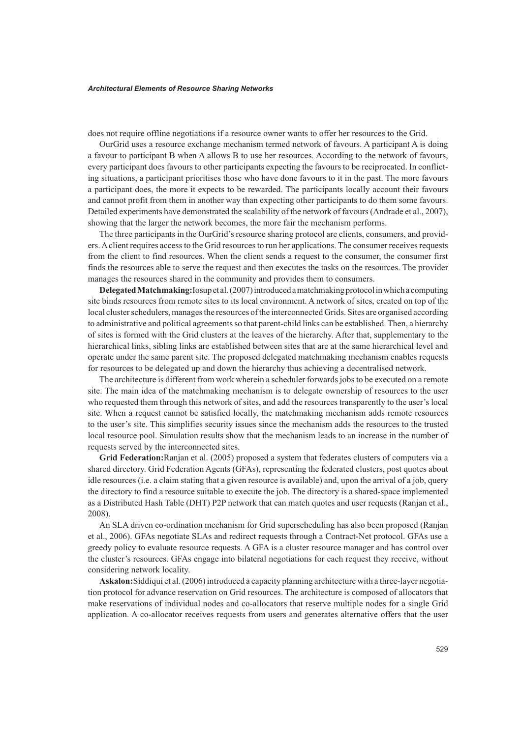does not require offline negotiations if a resource owner wants to offer her resources to the Grid.

OurGrid uses a resource exchange mechanism termed network of favours. A participant A is doing a favour to participant B when A allows B to use her resources. According to the network of favours, every participant does favours to other participants expecting the favours to be reciprocated. In conflicting situations, a participant prioritises those who have done favours to it in the past. The more favours a participant does, the more it expects to be rewarded. The participants locally account their favours and cannot profit from them in another way than expecting other participants to do them some favours. Detailed experiments have demonstrated the scalability of the network of favours (Andrade et al., 2007), showing that the larger the network becomes, the more fair the mechanism performs.

The three participants in the OurGrid's resource sharing protocol are clients, consumers, and providers. A client requires access to the Grid resources to run her applications. The consumer receives requests from the client to find resources. When the client sends a request to the consumer, the consumer first finds the resources able to serve the request and then executes the tasks on the resources. The provider manages the resources shared in the community and provides them to consumers.

**Delegated Matchmaking:** Iosup et al. (2007) introduced a matchmaking protocol in which a computing site binds resources from remote sites to its local environment. A network of sites, created on top of the local cluster schedulers, manages the resources of the interconnected Grids. Sites are organised according to administrative and political agreements so that parent-child links can be established. Then, a hierarchy of sites is formed with the Grid clusters at the leaves of the hierarchy. After that, supplementary to the hierarchical links, sibling links are established between sites that are at the same hierarchical level and operate under the same parent site. The proposed delegated matchmaking mechanism enables requests for resources to be delegated up and down the hierarchy thus achieving a decentralised network.

The architecture is different from work wherein a scheduler forwards jobs to be executed on a remote site. The main idea of the matchmaking mechanism is to delegate ownership of resources to the user who requested them through this network of sites, and add the resources transparently to the user's local site. When a request cannot be satisfied locally, the matchmaking mechanism adds remote resources to the user's site. This simplifies security issues since the mechanism adds the resources to the trusted local resource pool. Simulation results show that the mechanism leads to an increase in the number of requests served by the interconnected sites.

**Grid Federation:** Ranjan et al. (2005) proposed a system that federates clusters of computers via a shared directory. Grid Federation Agents (GFAs), representing the federated clusters, post quotes about idle resources (i.e. a claim stating that a given resource is available) and, upon the arrival of a job, query the directory to find a resource suitable to execute the job. The directory is a shared-space implemented as a Distributed Hash Table (DHT) P2P network that can match quotes and user requests (Ranjan et al., 2008).

An SLA driven co-ordination mechanism for Grid superscheduling has also been proposed (Ranjan et al., 2006). GFAs negotiate SLAs and redirect requests through a Contract-Net protocol. GFAs use a greedy policy to evaluate resource requests. A GFA is a cluster resource manager and has control over the cluster's resources. GFAs engage into bilateral negotiations for each request they receive, without considering network locality.

**Askalon:** Siddiqui et al. (2006) introduced a capacity planning architecture with a three-layer negotiation protocol for advance reservation on Grid resources. The architecture is composed of allocators that make reservations of individual nodes and co-allocators that reserve multiple nodes for a single Grid application. A co-allocator receives requests from users and generates alternative offers that the user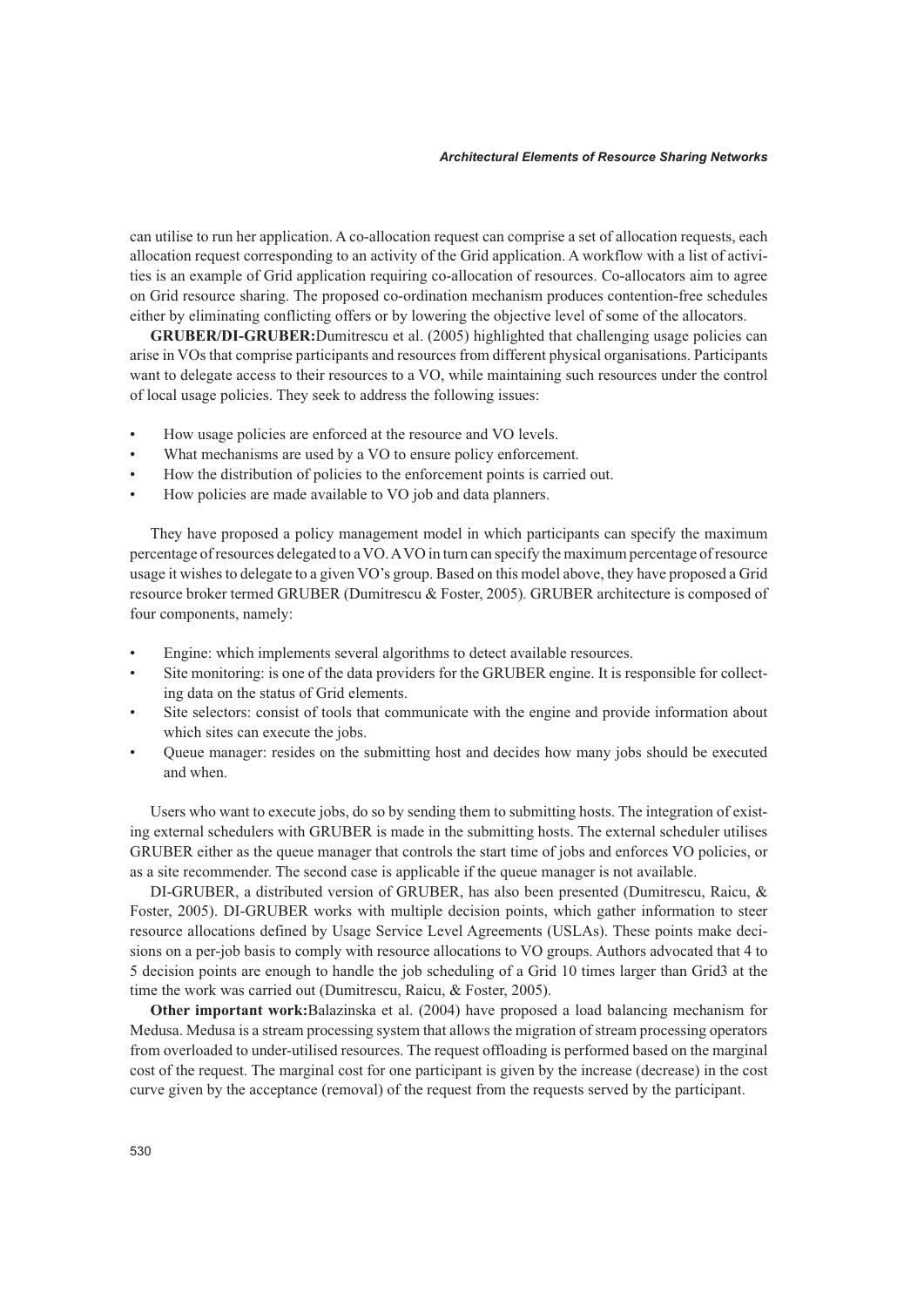can utilise to run her application. A co-allocation request can comprise a set of allocation requests, each allocation request corresponding to an activity of the Grid application. A workflow with a list of activities is an example of Grid application requiring co-allocation of resources. Co-allocators aim to agree on Grid resource sharing. The proposed co-ordination mechanism produces contention-free schedules either by eliminating conflicting offers or by lowering the objective level of some of the allocators.

**GRUBER/DI-GRUBER:**Dumitrescu et al. (2005) highlighted that challenging usage policies can arise in VOs that comprise participants and resources from different physical organisations. Participants want to delegate access to their resources to a VO, while maintaining such resources under the control of local usage policies. They seek to address the following issues:

- How usage policies are enforced at the resource and VO levels.
- What mechanisms are used by a VO to ensure policy enforcement.
- How the distribution of policies to the enforcement points is carried out.
- How policies are made available to VO job and data planners.

They have proposed a policy management model in which participants can specify the maximum percentage of resources delegated to a VO. A VO in turn can specify the maximum percentage of resource usage it wishes to delegate to a given VO's group. Based on this model above, they have proposed a Grid resource broker termed GRUBER (Dumitrescu & Foster, 2005). GRUBER architecture is composed of four components, namely:

- Engine: which implements several algorithms to detect available resources.
- Site monitoring: is one of the data providers for the GRUBER engine. It is responsible for collecting data on the status of Grid elements.
- Site selectors: consist of tools that communicate with the engine and provide information about which sites can execute the jobs.
- Queue manager: resides on the submitting host and decides how many jobs should be executed and when.

Users who want to execute jobs, do so by sending them to submitting hosts. The integration of existing external schedulers with GRUBER is made in the submitting hosts. The external scheduler utilises GRUBER either as the queue manager that controls the start time of jobs and enforces VO policies, or as a site recommender. The second case is applicable if the queue manager is not available.

DI-GRUBER, a distributed version of GRUBER, has also been presented (Dumitrescu, Raicu, & Foster, 2005). DI-GRUBER works with multiple decision points, which gather information to steer resource allocations defined by Usage Service Level Agreements (USLAs). These points make decisions on a per-job basis to comply with resource allocations to VO groups. Authors advocated that 4 to 5 decision points are enough to handle the job scheduling of a Grid 10 times larger than Grid3 at the time the work was carried out (Dumitrescu, Raicu, & Foster, 2005).

**Other important work:**Balazinska et al. (2004) have proposed a load balancing mechanism for Medusa. Medusa is a stream processing system that allows the migration of stream processing operators from overloaded to under-utilised resources. The request offloading is performed based on the marginal cost of the request. The marginal cost for one participant is given by the increase (decrease) in the cost curve given by the acceptance (removal) of the request from the requests served by the participant.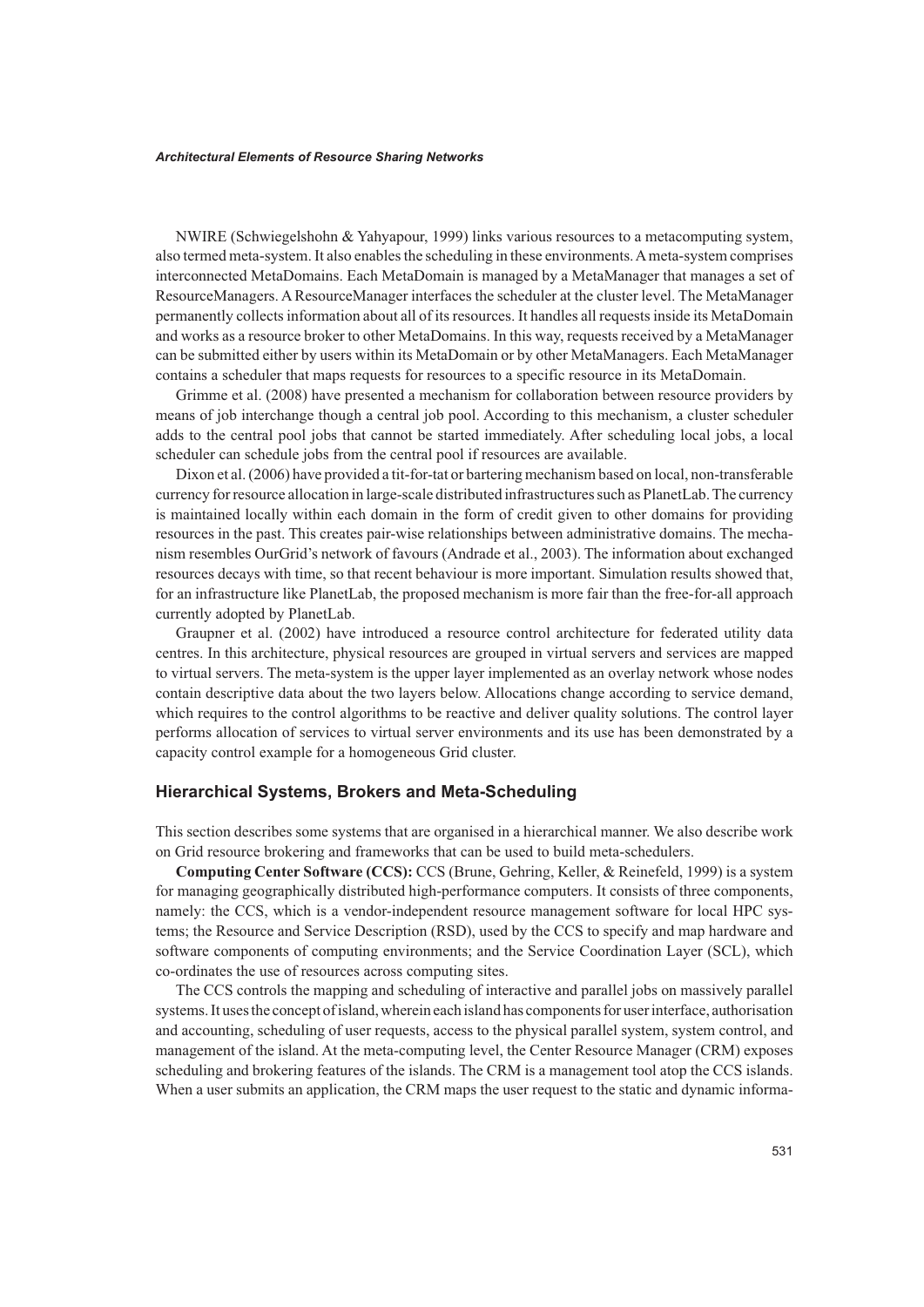NWIRE (Schwiegelshohn & Yahyapour, 1999) links various resources to a metacomputing system, also termed meta-system. It also enables the scheduling in these environments. A meta-system comprises interconnected MetaDomains. Each MetaDomain is managed by a MetaManager that manages a set of ResourceManagers. A ResourceManager interfaces the scheduler at the cluster level. The MetaManager permanently collects information about all of its resources. It handles all requests inside its MetaDomain and works as a resource broker to other MetaDomains. In this way, requests received by a MetaManager can be submitted either by users within its MetaDomain or by other MetaManagers. Each MetaManager contains a scheduler that maps requests for resources to a specific resource in its MetaDomain.

Grimme et al. (2008) have presented a mechanism for collaboration between resource providers by means of job interchange though a central job pool. According to this mechanism, a cluster scheduler adds to the central pool jobs that cannot be started immediately. After scheduling local jobs, a local scheduler can schedule jobs from the central pool if resources are available.

Dixon et al. (2006) have provided a tit-for-tat or bartering mechanism based on local, non-transferable currency for resource allocation in large-scale distributed infrastructures such as PlanetLab. The currency is maintained locally within each domain in the form of credit given to other domains for providing resources in the past. This creates pair-wise relationships between administrative domains. The mechanism resembles OurGrid's network of favours (Andrade et al., 2003). The information about exchanged resources decays with time, so that recent behaviour is more important. Simulation results showed that, for an infrastructure like PlanetLab, the proposed mechanism is more fair than the free-for-all approach currently adopted by PlanetLab.

Graupner et al. (2002) have introduced a resource control architecture for federated utility data centres. In this architecture, physical resources are grouped in virtual servers and services are mapped to virtual servers. The meta-system is the upper layer implemented as an overlay network whose nodes contain descriptive data about the two layers below. Allocations change according to service demand, which requires to the control algorithms to be reactive and deliver quality solutions. The control layer performs allocation of services to virtual server environments and its use has been demonstrated by a capacity control example for a homogeneous Grid cluster.

### Hierarchical Systems, Brokers and Meta-Scheduling

This section describes some systems that are organised in a hierarchical manner. We also describe work on Grid resource brokering and frameworks that can be used to build meta-schedulers.

**Computing Center Software (CCS):** CCS (Brune, Gehring, Keller, & Reinefeld, 1999) is a system for managing geographically distributed high-performance computers. It consists of three components, namely: the CCS, which is a vendor-independent resource management software for local HPC systems; the Resource and Service Description (RSD), used by the CCS to specify and map hardware and software components of computing environments; and the Service Coordination Layer (SCL), which co-ordinates the use of resources across computing sites.

The CCS controls the mapping and scheduling of interactive and parallel jobs on massively parallel systems. It uses the concept of island, wherein each island has components for user interface, authorisation and accounting, scheduling of user requests, access to the physical parallel system, system control, and management of the island. At the meta-computing level, the Center Resource Manager (CRM) exposes scheduling and brokering features of the islands. The CRM is a management tool atop the CCS islands. When a user submits an application, the CRM maps the user request to the static and dynamic informa-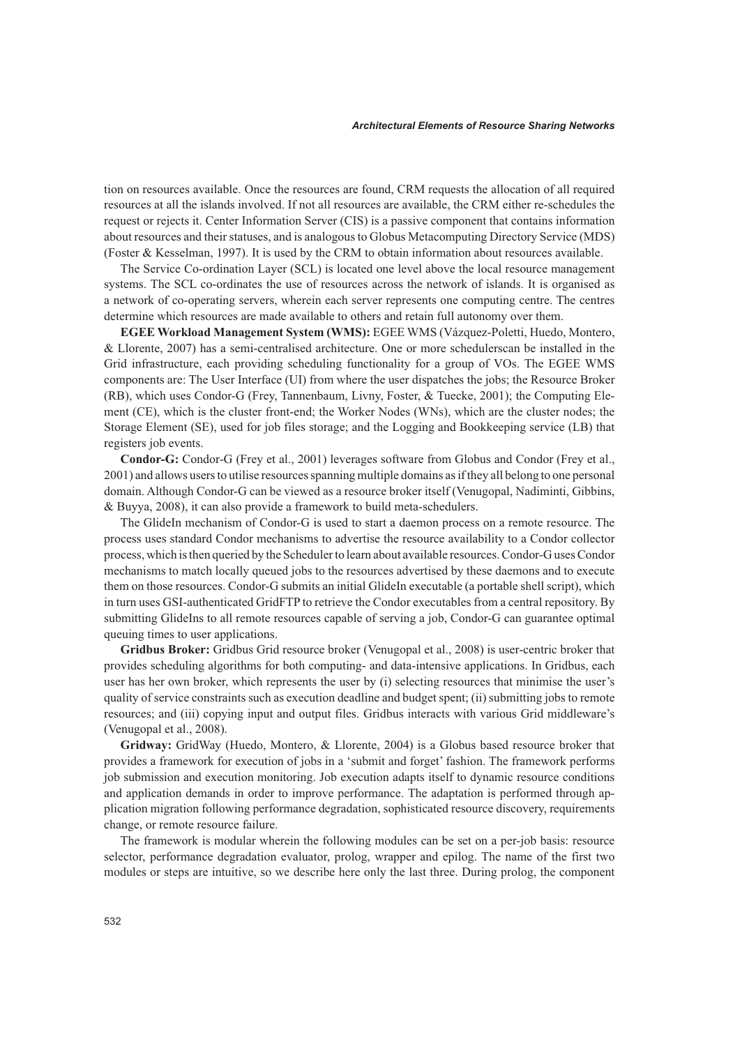tion on resources available. Once the resources are found, CRM requests the allocation of all required resources at all the islands involved. If not all resources are available, the CRM either re-schedules the request or rejects it. Center Information Server (CIS) is a passive component that contains information about resources and their statuses, and is analogous to Globus Metacomputing Directory Service (MDS) (Foster & Kesselman, 1997). It is used by the CRM to obtain information about resources available.

The Service Co-ordination Layer (SCL) is located one level above the local resource management systems. The SCL co-ordinates the use of resources across the network of islands. It is organised as a network of co-operating servers, wherein each server represents one computing centre. The centres determine which resources are made available to others and retain full autonomy over them.

**EGEE Workload Management System (WMS):** EGEE WMS (Vázquez-Poletti, Huedo, Montero, & Llorente, 2007) has a semi-centralised architecture. One or more schedulerscan be installed in the Grid infrastructure, each providing scheduling functionality for a group of VOs. The EGEE WMS components are: The User Interface (UI) from where the user dispatches the jobs; the Resource Broker (RB), which uses Condor-G (Frey, Tannenbaum, Livny, Foster, & Tuecke, 2001); the Computing Element (CE), which is the cluster front-end; the Worker Nodes (WNs), which are the cluster nodes; the Storage Element (SE), used for job files storage; and the Logging and Bookkeeping service (LB) that registers job events.

**Condor-G:** Condor-G (Frey et al., 2001) leverages software from Globus and Condor (Frey et al., 2001) and allows users to utilise resources spanning multiple domains as if they all belong to one personal domain. Although Condor-G can be viewed as a resource broker itself (Venugopal, Nadiminti, Gibbins, & Buyya, 2008), it can also provide a framework to build meta-schedulers.

The GlideIn mechanism of Condor-G is used to start a daemon process on a remote resource. The process uses standard Condor mechanisms to advertise the resource availability to a Condor collector process, which is then queried by the Scheduler to learn about available resources. Condor-G uses Condor mechanisms to match locally queued jobs to the resources advertised by these daemons and to execute them on those resources. Condor-G submits an initial GlideIn executable (a portable shell script), which in turn uses GSI-authenticated GridFTP to retrieve the Condor executables from a central repository. By submitting GlideIns to all remote resources capable of serving a job, Condor-G can guarantee optimal queuing times to user applications.

**Gridbus Broker:** Gridbus Grid resource broker (Venugopal et al., 2008) is user-centric broker that provides scheduling algorithms for both computing- and data-intensive applications. In Gridbus, each user has her own broker, which represents the user by (i) selecting resources that minimise the user's quality of service constraints such as execution deadline and budget spent; (ii) submitting jobs to remote resources; and (iii) copying input and output files. Gridbus interacts with various Grid middleware's (Venugopal et al., 2008).

**Gridway:** GridWay (Huedo, Montero, & Llorente, 2004) is a Globus based resource broker that provides a framework for execution of jobs in a 'submit and forget' fashion. The framework performs job submission and execution monitoring. Job execution adapts itself to dynamic resource conditions and application demands in order to improve performance. The adaptation is performed through application migration following performance degradation, sophisticated resource discovery, requirements change, or remote resource failure.

The framework is modular wherein the following modules can be set on a per-job basis: resource selector, performance degradation evaluator, prolog, wrapper and epilog. The name of the first two modules or steps are intuitive, so we describe here only the last three. During prolog, the component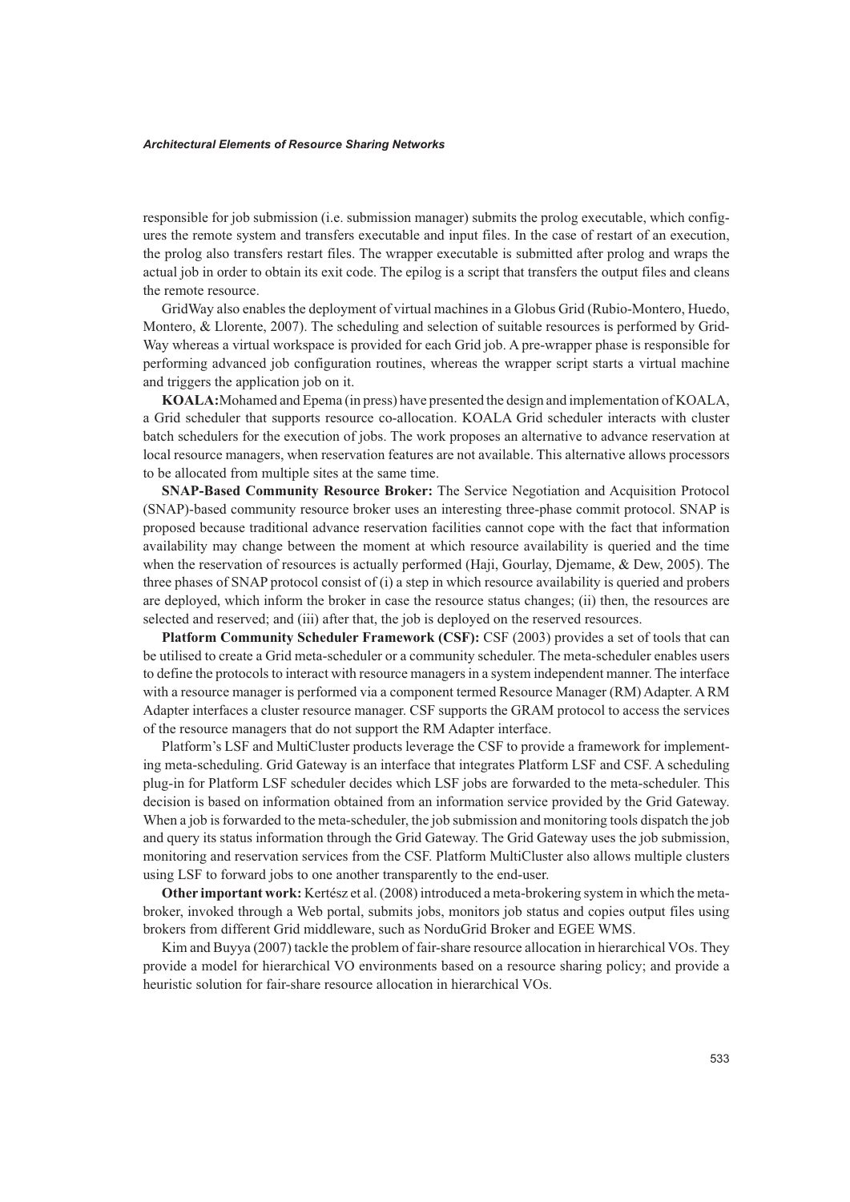responsible for job submission (i.e. submission manager) submits the prolog executable, which configures the remote system and transfers executable and input files. In the case of restart of an execution, the prolog also transfers restart files. The wrapper executable is submitted after prolog and wraps the actual job in order to obtain its exit code. The epilog is a script that transfers the output files and cleans the remote resource.

GridWay also enables the deployment of virtual machines in a Globus Grid (Rubio-Montero, Huedo, Montero, & Llorente, 2007). The scheduling and selection of suitable resources is performed by GridWay whereas a virtual workspace is provided for each Grid job. A pre-wrapper phase is responsible for performing advanced job configuration routines, whereas the wrapper script starts a virtual machine and triggers the application job on it.

**KOALA:** Mohamed and Epema (in press) have presented the design and implementation of KOALA, a Grid scheduler that supports resource co-allocation. KOALA Grid scheduler interacts with cluster batch schedulers for the execution of jobs. The work proposes an alternative to advance reservation at local resource managers, when reservation features are not available. This alternative allows processors to be allocated from multiple sites at the same time.

**SNAP-Based Community Resource Broker:** The Service Negotiation and Acquisition Protocol (SNAP)-based community resource broker uses an interesting three-phase commit protocol. SNAP is proposed because traditional advance reservation facilities cannot cope with the fact that information availability may change between the moment at which resource availability is queried and the time when the reservation of resources is actually performed (Haji, Gourlay, Djemame, & Dew, 2005). The three phases of SNAP protocol consist of (i) a step in which resource availability is queried and probers are deployed, which inform the broker in case the resource status changes; (ii) then, the resources are selected and reserved; and (iii) after that, the job is deployed on the reserved resources.

**Platform Community Scheduler Framework (CSF):** CSF (2003) provides a set of tools that can be utilised to create a Grid meta-scheduler or a community scheduler. The meta-scheduler enables users to define the protocols to interact with resource managers in a system independent manner. The interface with a resource manager is performed via a component termed Resource Manager (RM) Adapter. A RM Adapter interfaces a cluster resource manager. CSF supports the GRAM protocol to access the services of the resource managers that do not support the RM Adapter interface.

Platform's LSF and MultiCluster products leverage the CSF to provide a framework for implementing meta-scheduling. Grid Gateway is an interface that integrates Platform LSF and CSF. A scheduling plug-in for Platform LSF scheduler decides which LSF jobs are forwarded to the meta-scheduler. This decision is based on information obtained from an information service provided by the Grid Gateway. When a job is forwarded to the meta-scheduler, the job submission and monitoring tools dispatch the job and query its status information through the Grid Gateway. The Grid Gateway uses the job submission, monitoring and reservation services from the CSF. Platform MultiCluster also allows multiple clusters using LSF to forward jobs to one another transparently to the end-user.

**Other important work:** Kertész et al. (2008) introduced a meta-brokering system in which the meta-broker, invoked through a Web portal, submits jobs, monitors job status and copies output files using brokers from different Grid middleware, such as NorduGrid Broker and EGEE WMS.

Kim and Buyya (2007) tackle the problem of fair-share resource allocation in hierarchical VOs. They provide a model for hierarchical VO environments based on a resource sharing policy; and provide a heuristic solution for fair-share resource allocation in hierarchical VOs.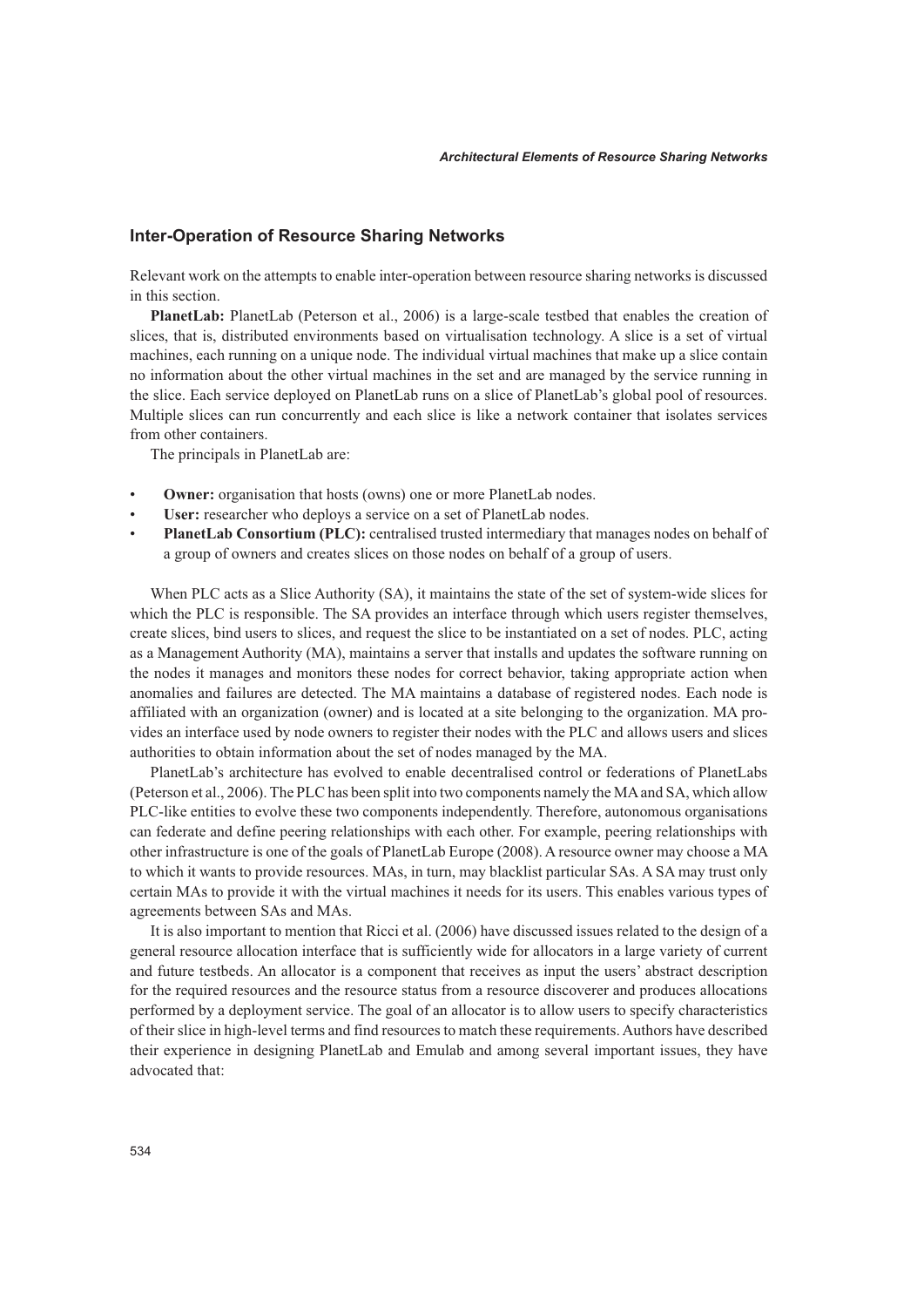## Inter-Operation of Resource Sharing Networks

Relevant work on the attempts to enable inter-operation between resource sharing networks is discussed in this section.

**PlanetLab:** PlanetLab (Peterson et al., 2006) is a large-scale testbed that enables the creation of slices, that is, distributed environments based on virtualisation technology. A slice is a set of virtual machines, each running on a unique node. The individual virtual machines that make up a slice contain no information about the other virtual machines in the set and are managed by the service running in the slice. Each service deployed on PlanetLab runs on a slice of PlanetLab's global pool of resources. Multiple slices can run concurrently and each slice is like a network container that isolates services from other containers.

The principals in PlanetLab are:

- **Owner:** organisation that hosts (owns) one or more PlanetLab nodes.
- **User:** researcher who deploys a service on a set of PlanetLab nodes.
- **PlanetLab Consortium (PLC):** centralised trusted intermediary that manages nodes on behalf of a group of owners and creates slices on those nodes on behalf of a group of users.

When PLC acts as a Slice Authority (SA), it maintains the state of the set of system-wide slices for which the PLC is responsible. The SA provides an interface through which users register themselves, create slices, bind users to slices, and request the slice to be instantiated on a set of nodes. PLC, acting as a Management Authority (MA), maintains a server that installs and updates the software running on the nodes it manages and monitors these nodes for correct behavior, taking appropriate action when anomalies and failures are detected. The MA maintains a database of registered nodes. Each node is affiliated with an organization (owner) and is located at a site belonging to the organization. MA provides an interface used by node owners to register their nodes with the PLC and allows users and slices authorities to obtain information about the set of nodes managed by the MA.

PlanetLab's architecture has evolved to enable decentralised control or federations of PlanetLabs (Peterson et al., 2006). The PLC has been split into two components namely the MA and SA, which allow PLC-like entities to evolve these two components independently. Therefore, autonomous organisations can federate and define peering relationships with each other. For example, peering relationships with other infrastructure is one of the goals of PlanetLab Europe (2008). A resource owner may choose a MA to which it wants to provide resources. MAs, in turn, may blacklist particular SAs. A SA may trust only certain MAs to provide it with the virtual machines it needs for its users. This enables various types of agreements between SAs and MAs.

It is also important to mention that Ricci et al. (2006) have discussed issues related to the design of a general resource allocation interface that is sufficiently wide for allocators in a large variety of current and future testbeds. An allocator is a component that receives as input the users' abstract description for the required resources and the resource status from a resource discoverer and produces allocations performed by a deployment service. The goal of an allocator is to allow users to specify characteristics of their slice in high-level terms and find resources to match these requirements. Authors have described their experience in designing PlanetLab and Emulab and among several important issues, they have advocated that: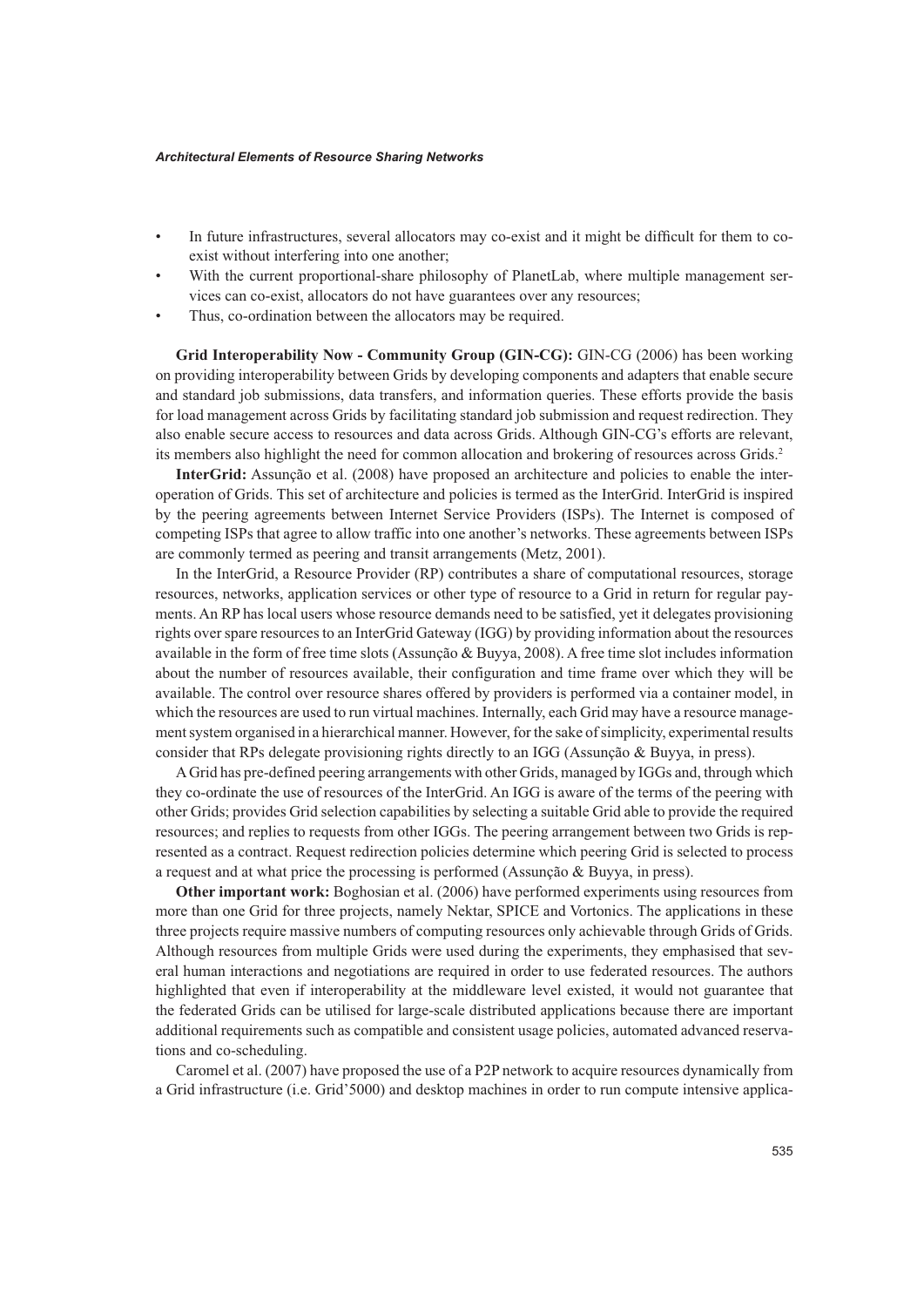- In future infrastructures, several allocators may co-exist and it might be difficult for them to co-exist without interfering into one another;
- With the current proportional-share philosophy of PlanetLab, where multiple management services can co-exist, allocators do not have guarantees over any resources;
- Thus, co-ordination between the allocators may be required.

**Grid Interoperability Now - Community Group (GIN-CG):** GIN-CG (2006) has been working on providing interoperability between Grids by developing components and adapters that enable secure and standard job submissions, data transfers, and information queries. These efforts provide the basis for load management across Grids by facilitating standard job submission and request redirection. They also enable secure access to resources and data across Grids. Although GIN-CG's efforts are relevant, its members also highlight the need for common allocation and brokering of resources across Grids.[2]

**InterGrid:** Assunção et al. (2008) have proposed an architecture and policies to enable the interoperation of Grids. This set of architecture and policies is termed as the InterGrid. InterGrid is inspired by the peering agreements between Internet Service Providers (ISPs). The Internet is composed of competing ISPs that agree to allow traffic into one another's networks. These agreements between ISPs are commonly termed as peering and transit arrangements (Metz, 2001).

In the InterGrid, a Resource Provider (RP) contributes a share of computational resources, storage resources, networks, application services or other type of resource to a Grid in return for regular payments. An RP has local users whose resource demands need to be satisfied, yet it delegates provisioning rights over spare resources to an InterGrid Gateway (IGG) by providing information about the resources available in the form of free time slots (Assunção & Buyya, 2008). A free time slot includes information about the number of resources available, their configuration and time frame over which they will be available. The control over resource shares offered by providers is performed via a container model, in which the resources are used to run virtual machines. Internally, each Grid may have a resource management system organised in a hierarchical manner. However, for the sake of simplicity, experimental results consider that RPs delegate provisioning rights directly to an IGG (Assunção & Buyya, in press).

A Grid has pre-defined peering arrangements with other Grids, managed by IGGs and, through which they co-ordinate the use of resources of the InterGrid. An IGG is aware of the terms of the peering with other Grids; provides Grid selection capabilities by selecting a suitable Grid able to provide the required resources; and replies to requests from other IGGs. The peering arrangement between two Grids is represented as a contract. Request redirection policies determine which peering Grid is selected to process a request and at what price the processing is performed (Assunção & Buyya, in press).

**Other important work:** Boghosian et al. (2006) have performed experiments using resources from more than one Grid for three projects, namely Nektar, SPICE and Vortonics. The applications in these three projects require massive numbers of computing resources only achievable through Grids of Grids. Although resources from multiple Grids were used during the experiments, they emphasised that several human interactions and negotiations are required in order to use federated resources. The authors highlighted that even if interoperability at the middleware level existed, it would not guarantee that the federated Grids can be utilised for large-scale distributed applications because there are important additional requirements such as compatible and consistent usage policies, automated advanced reservations and co-scheduling.

Caromel et al. (2007) have proposed the use of a P2P network to acquire resources dynamically from a Grid infrastructure (i.e. Grid'5000) and desktop machines in order to run compute intensive applica-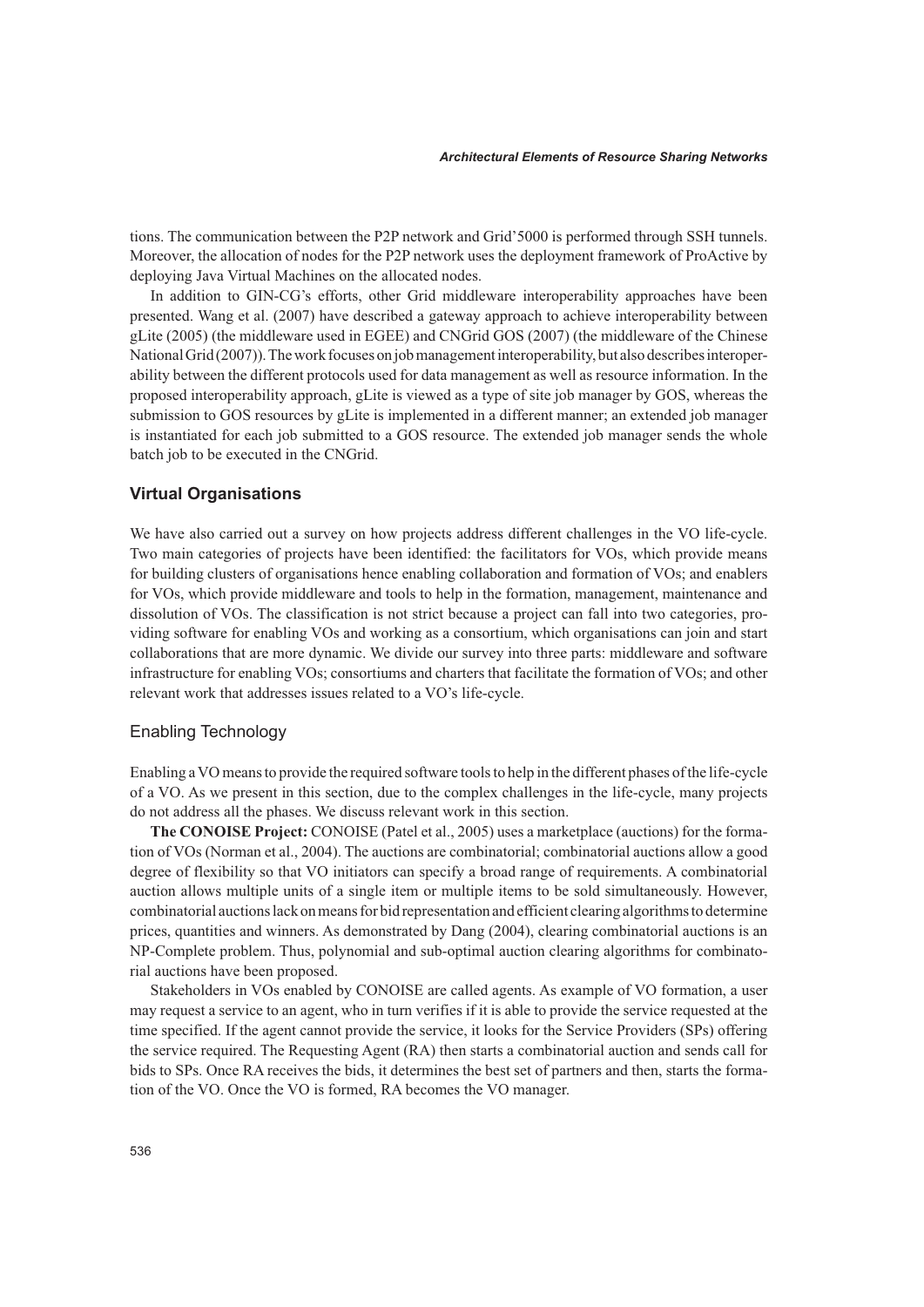tions. The communication between the P2P network and Grid'5000 is performed through SSH tunnels. Moreover, the allocation of nodes for the P2P network uses the deployment framework of ProActive by deploying Java Virtual Machines on the allocated nodes.

In addition to GIN-CG's efforts, other Grid middleware interoperability approaches have been presented. Wang et al. (2007) have described a gateway approach to achieve interoperability between gLite (2005) (the middleware used in EGEE) and CNGrid GOS (2007) (the middleware of the Chinese National Grid (2007)). The work focuses on job management interoperability, but also describes interoperability between the different protocols used for data management as well as resource information. In the proposed interoperability approach, gLite is viewed as a type of site job manager by GOS, whereas the submission to GOS resources by gLite is implemented in a different manner; an extended job manager is instantiated for each job submitted to a GOS resource. The extended job manager sends the whole batch job to be executed in the CNGrid.

## Virtual Organisations

We have also carried out a survey on how projects address different challenges in the VO life-cycle. Two main categories of projects have been identified: the facilitators for VOs, which provide means for building clusters of organisations hence enabling collaboration and formation of VOs; and enablers for VOs, which provide middleware and tools to help in the formation, management, maintenance and dissolution of VOs. The classification is not strict because a project can fall into two categories, providing software for enabling VOs and working as a consortium, which organisations can join and start collaborations that are more dynamic. We divide our survey into three parts: middleware and software infrastructure for enabling VOs; consortiums and charters that facilitate the formation of VOs; and other relevant work that addresses issues related to a VO's life-cycle.

### Enabling Technology

Enabling a VO means to provide the required software tools to help in the different phases of the life-cycle of a VO. As we present in this section, due to the complex challenges in the life-cycle, many projects do not address all the phases. We discuss relevant work in this section.

**The CONOISE Project:** CONOISE (Patel et al., 2005) uses a marketplace (auctions) for the formation of VOs (Norman et al., 2004). The auctions are combinatorial; combinatorial auctions allow a good degree of flexibility so that VO initiators can specify a broad range of requirements. A combinatorial auction allows multiple units of a single item or multiple items to be sold simultaneously. However, combinatorial auctions lack on means for bid representation and efficient clearing algorithms to determine prices, quantities and winners. As demonstrated by Dang (2004), clearing combinatorial auctions is an NP-Complete problem. Thus, polynomial and sub-optimal auction clearing algorithms for combinatorial auctions have been proposed.

Stakeholders in VOs enabled by CONOISE are called agents. As example of VO formation, a user may request a service to an agent, who in turn verifies if it is able to provide the service requested at the time specified. If the agent cannot provide the service, it looks for the Service Providers (SPs) offering the service required. The Requesting Agent (RA) then starts a combinatorial auction and sends call for bids to SPs. Once RA receives the bids, it determines the best set of partners and then, starts the formation of the VO. Once the VO is formed, RA becomes the VO manager.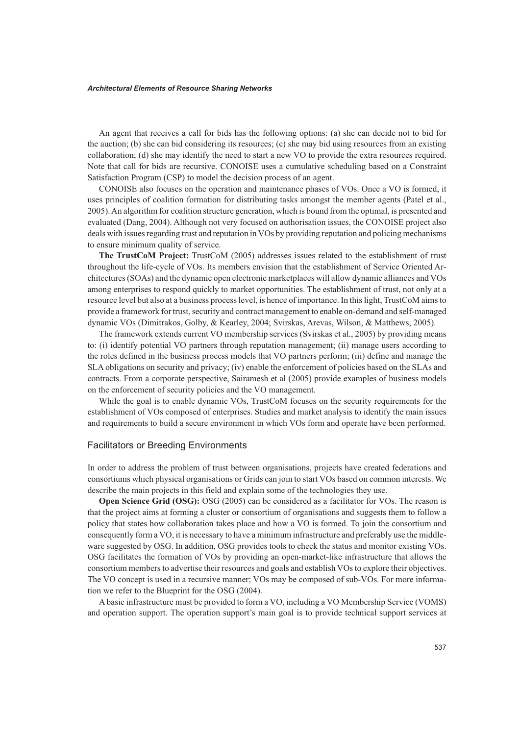An agent that receives a call for bids has the following options: (a) she can decide not to bid for the auction; (b) she can bid considering its resources; (c) she may bid using resources from an existing collaboration; (d) she may identify the need to start a new VO to provide the extra resources required. Note that call for bids are recursive. CONOISE uses a cumulative scheduling based on a Constraint Satisfaction Program (CSP) to model the decision process of an agent.

CONOISE also focuses on the operation and maintenance phases of VOs. Once a VO is formed, it uses principles of coalition formation for distributing tasks amongst the member agents (Patel et al., 2005). An algorithm for coalition structure generation, which is bound from the optimal, is presented and evaluated (Dang, 2004). Although not very focused on authorisation issues, the CONOISE project also deals with issues regarding trust and reputation in VOs by providing reputation and policing mechanisms to ensure minimum quality of service.

**The TrustCoM Project:** TrustCoM (2005) addresses issues related to the establishment of trust throughout the life-cycle of VOs. Its members envision that the establishment of Service Oriented Architectures (SOAs) and the dynamic open electronic marketplaces will allow dynamic alliances and VOs among enterprises to respond quickly to market opportunities. The establishment of trust, not only at a resource level but also at a business process level, is hence of importance. In this light, TrustCoM aims to provide a framework for trust, security and contract management to enable on-demand and self-managed dynamic VOs (Dimitrakos, Golby, & Kearley, 2004; Svirskas, Arevas, Wilson, & Matthews, 2005).

The framework extends current VO membership services (Svirskas et al., 2005) by providing means to: (i) identify potential VO partners through reputation management; (ii) manage users according to the roles defined in the business process models that VO partners perform; (iii) define and manage the SLA obligations on security and privacy; (iv) enable the enforcement of policies based on the SLAs and contracts. From a corporate perspective, Sairamesh et al (2005) provide examples of business models on the enforcement of security policies and the VO management.

While the goal is to enable dynamic VOs, TrustCoM focuses on the security requirements for the establishment of VOs composed of enterprises. Studies and market analysis to identify the main issues and requirements to build a secure environment in which VOs form and operate have been performed.

## Facilitators or Breeding Environments

In order to address the problem of trust between organisations, projects have created federations and consortiums which physical organisations or Grids can join to start VOs based on common interests. We describe the main projects in this field and explain some of the technologies they use.

**Open Science Grid (OSG):** OSG (2005) can be considered as a facilitator for VOs. The reason is that the project aims at forming a cluster or consortium of organisations and suggests them to follow a policy that states how collaboration takes place and how a VO is formed. To join the consortium and consequently form a VO, it is necessary to have a minimum infrastructure and preferably use the middleware suggested by OSG. In addition, OSG provides tools to check the status and monitor existing VOs. OSG facilitates the formation of VOs by providing an open-market-like infrastructure that allows the consortium members to advertise their resources and goals and establish VOs to explore their objectives. The VO concept is used in a recursive manner; VOs may be composed of sub-VOs. For more information we refer to the Blueprint for the OSG (2004).

A basic infrastructure must be provided to form a VO, including a VO Membership Service (VOMS) and operation support. The operation support's main goal is to provide technical support services at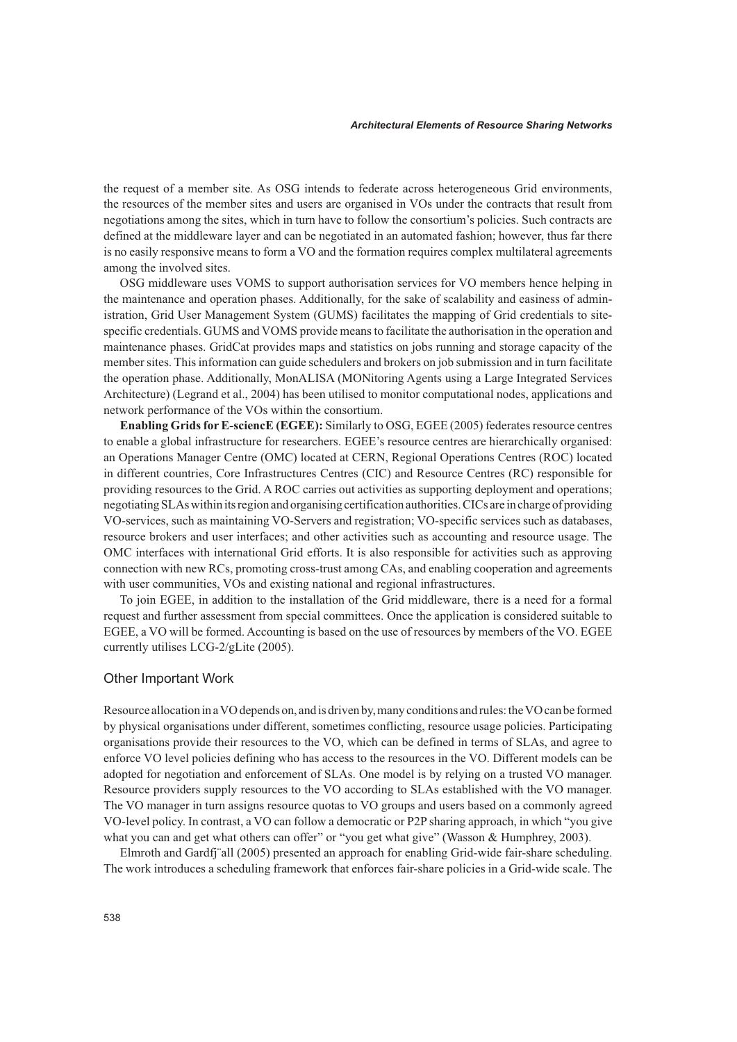the request of a member site. As OSG intends to federate across heterogeneous Grid environments, the resources of the member sites and users are organised in VOs under the contracts that result from negotiations among the sites, which in turn have to follow the consortium's policies. Such contracts are defined at the middleware layer and can be negotiated in an automated fashion; however, thus far there is no easily responsive means to form a VO and the formation requires complex multilateral agreements among the involved sites.

OSG middleware uses VOMS to support authorisation services for VO members hence helping in the maintenance and operation phases. Additionally, for the sake of scalability and easiness of administration, Grid User Management System (GUMS) facilitates the mapping of Grid credentials to site-specific credentials. GUMS and VOMS provide means to facilitate the authorisation in the operation and maintenance phases. GridCat provides maps and statistics on jobs running and storage capacity of the member sites. This information can guide schedulers and brokers on job submission and in turn facilitate the operation phase. Additionally, MonALISA (MONitoring Agents using a Large Integrated Services Architecture) (Legrand et al., 2004) has been utilised to monitor computational nodes, applications and network performance of the VOs within the consortium.

**Enabling Grids for E-sciencE (EGEE):** Similarly to OSG, EGEE (2005) federates resource centres to enable a global infrastructure for researchers. EGEE's resource centres are hierarchically organised: an Operations Manager Centre (OMC) located at CERN, Regional Operations Centres (ROC) located in different countries, Core Infrastructures Centres (CIC) and Resource Centres (RC) responsible for providing resources to the Grid. A ROC carries out activities as supporting deployment and operations; negotiating SLAs within its region and organising certification authorities. CICs are in charge of providing VO-services, such as maintaining VO-Servers and registration; VO-specific services such as databases, resource brokers and user interfaces; and other activities such as accounting and resource usage. The OMC interfaces with international Grid efforts. It is also responsible for activities such as approving connection with new RCs, promoting cross-trust among CAs, and enabling cooperation and agreements with user communities, VOs and existing national and regional infrastructures.

To join EGEE, in addition to the installation of the Grid middleware, there is a need for a formal request and further assessment from special committees. Once the application is considered suitable to EGEE, a VO will be formed. Accounting is based on the use of resources by members of the VO. EGEE currently utilises LCG-2/gLite (2005).

### Other Important Work

Resource allocation in a VO depends on, and is driven by, many conditions and rules: the VO can be formed by physical organisations under different, sometimes conflicting, resource usage policies. Participating organisations provide their resources to the VO, which can be defined in terms of SLAs, and agree to enforce VO level policies defining who has access to the resources in the VO. Different models can be adopted for negotiation and enforcement of SLAs. One model is by relying on a trusted VO manager. Resource providers supply resources to the VO according to SLAs established with the VO manager. The VO manager in turn assigns resource quotas to VO groups and users based on a commonly agreed VO-level policy. In contrast, a VO can follow a democratic or P2P sharing approach, in which "you give what you can and get what others can offer" or "you get what give" (Wasson & Humphrey, 2003).

Elmroth and Gardfjäll (2005) presented an approach for enabling Grid-wide fair-share scheduling. The work introduces a scheduling framework that enforces fair-share policies in a Grid-wide scale. The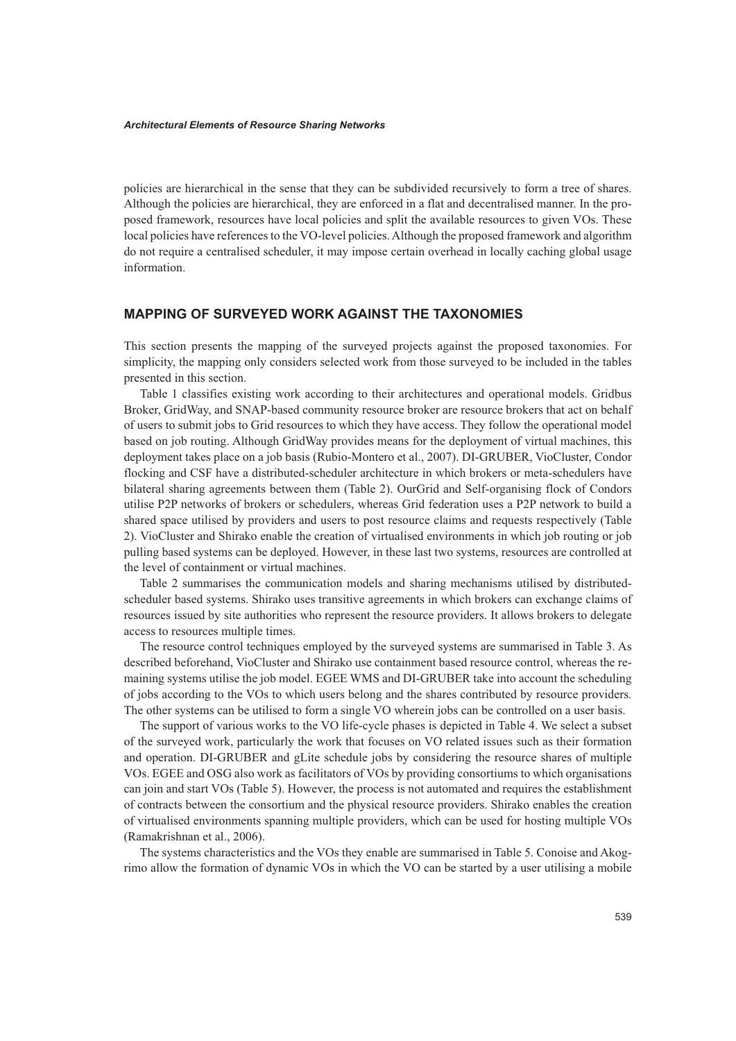policies are hierarchical in the sense that they can be subdivided recursively to form a tree of shares. Although the policies are hierarchical, they are enforced in a flat and decentralised manner. In the proposed framework, resources have local policies and split the available resources to given VOs. These local policies have references to the VO-level policies. Although the proposed framework and algorithm do not require a centralised scheduler, it may impose certain overhead in locally caching global usage information.

## MAPPING OF SURVEYED WORK AGAINST THE TAXONOMIES

This section presents the mapping of the surveyed projects against the proposed taxonomies. For simplicity, the mapping only considers selected work from those surveyed to be included in the tables presented in this section.

Table 1 classifies existing work according to their architectures and operational models. Gridbus Broker, GridWay, and SNAP-based community resource broker are resource brokers that act on behalf of users to submit jobs to Grid resources to which they have access. They follow the operational model based on job routing. Although GridWay provides means for the deployment of virtual machines, this deployment takes place on a job basis (Rubio-Montero et al., 2007). DI-GRUBER, VioCluster, Condor flocking and CSF have a distributed-scheduler architecture in which brokers or meta-schedulers have bilateral sharing agreements between them (Table 2). OurGrid and Self-organising flock of Condors utilise P2P networks of brokers or schedulers, whereas Grid federation uses a P2P network to build a shared space utilised by providers and users to post resource claims and requests respectively (Table 2). VioCluster and Shirako enable the creation of virtualised environments in which job routing or job pulling based systems can be deployed. However, in these last two systems, resources are controlled at the level of containment or virtual machines.

Table 2 summarises the communication models and sharing mechanisms utilised by distributed-scheduler based systems. Shirako uses transitive agreements in which brokers can exchange claims of resources issued by site authorities who represent the resource providers. It allows brokers to delegate access to resources multiple times.

The resource control techniques employed by the surveyed systems are summarised in Table 3. As described beforehand, VioCluster and Shirako use containment based resource control, whereas the remaining systems utilise the job model. EGEE WMS and DI-GRUBER take into account the scheduling of jobs according to the VOs to which users belong and the shares contributed by resource providers. The other systems can be utilised to form a single VO wherein jobs can be controlled on a user basis.

The support of various works to the VO life-cycle phases is depicted in Table 4. We select a subset of the surveyed work, particularly the work that focuses on VO related issues such as their formation and operation. DI-GRUBER and gLite schedule jobs by considering the resource shares of multiple VOs. EGEE and OSG also work as facilitators of VOs by providing consortiums to which organisations can join and start VOs (Table 5). However, the process is not automated and requires the establishment of contracts between the consortium and the physical resource providers. Shirako enables the creation of virtualised environments spanning multiple providers, which can be used for hosting multiple VOs (Ramakrishnan et al., 2006).

The systems characteristics and the VOs they enable are summarised in Table 5. Conoise and Akogrimo allow the formation of dynamic VOs in which the VO can be started by a user utilising a mobile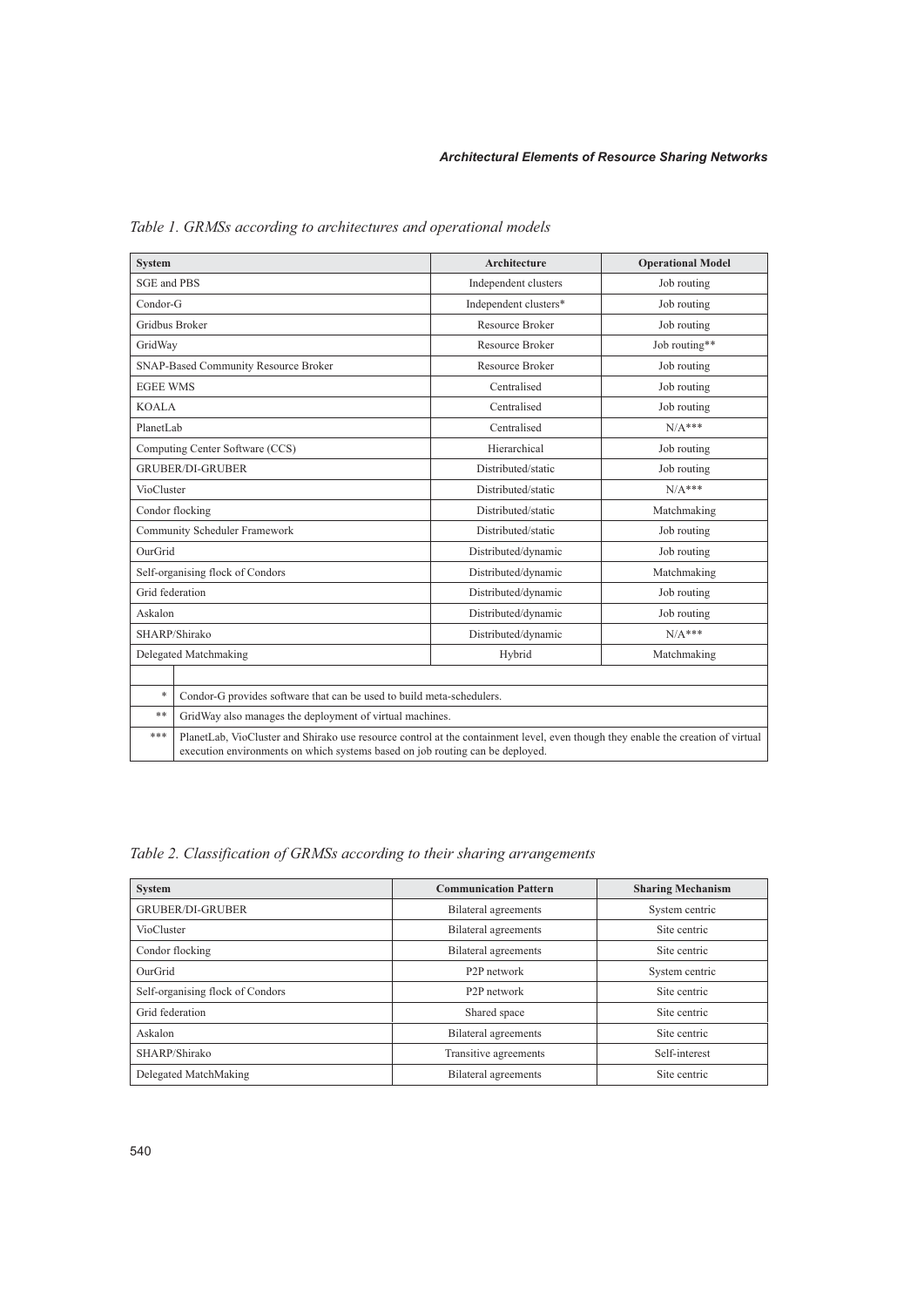*Table 1. GRMSs according to architectures and operational models*

| System | Architecture | Operational Model |
|---|---|---|
| SGE and PBS | Independent clusters | Job routing |
| Condor-G | Independent clusters* | Job routing |
| Gridbus Broker | Resource Broker | Job routing |
| GridWay | Resource Broker | Job routing** |
| SNAP-Based Community Resource Broker | Resource Broker | Job routing |
| EGEE WMS | Centralised | Job routing |
| KOALA | Centralised | Job routing |
| PlanetLab | Centralised | N/A*** |
| Computing Center Software (CCS) | Hierarchical | Job routing |
| GRUBER/DI-GRUBER | Distributed/static | Job routing |
| VioCluster | Distributed/static | N/A*** |
| Condor flocking | Distributed/static | Matchmaking |
| Community Scheduler Framework | Distributed/static | Job routing |
| OurGrid | Distributed/dynamic | Job routing |
| Self-organising flock of Condors | Distributed/dynamic | Matchmaking |
| Grid federation | Distributed/dynamic | Job routing |
| Askalon | Distributed/dynamic | Job routing |
| SHARP/Shirako | Distributed/dynamic | N/A*** |
| Delegated Matchmaking | Hybrid | Matchmaking |

\* Condor-G provides software that can be used to build meta-schedulers.

\** GridWay also manages the deployment of virtual machines.

\*** PlanetLab, VioCluster and Shirako use resource control at the containment level, even though they enable the creation of virtual execution environments on which systems based on job routing can be deployed.

*Table 2. Classification of GRMSs according to their sharing arrangements*

| System | Communication Pattern | Sharing Mechanism |
|---|---|---|
| GRUBER/DI-GRUBER | Bilateral agreements | System centric |
| VioCluster | Bilateral agreements | Site centric |
| Condor flocking | Bilateral agreements | Site centric |
| OurGrid | P2P network | System centric |
| Self-organising flock of Condors | P2P network | Site centric |
| Grid federation | Shared space | Site centric |
| Askalon | Bilateral agreements | Site centric |
| SHARP/Shirako | Transitive agreements | Self-interest |
| Delegated MatchMaking | Bilateral agreements | Site centric |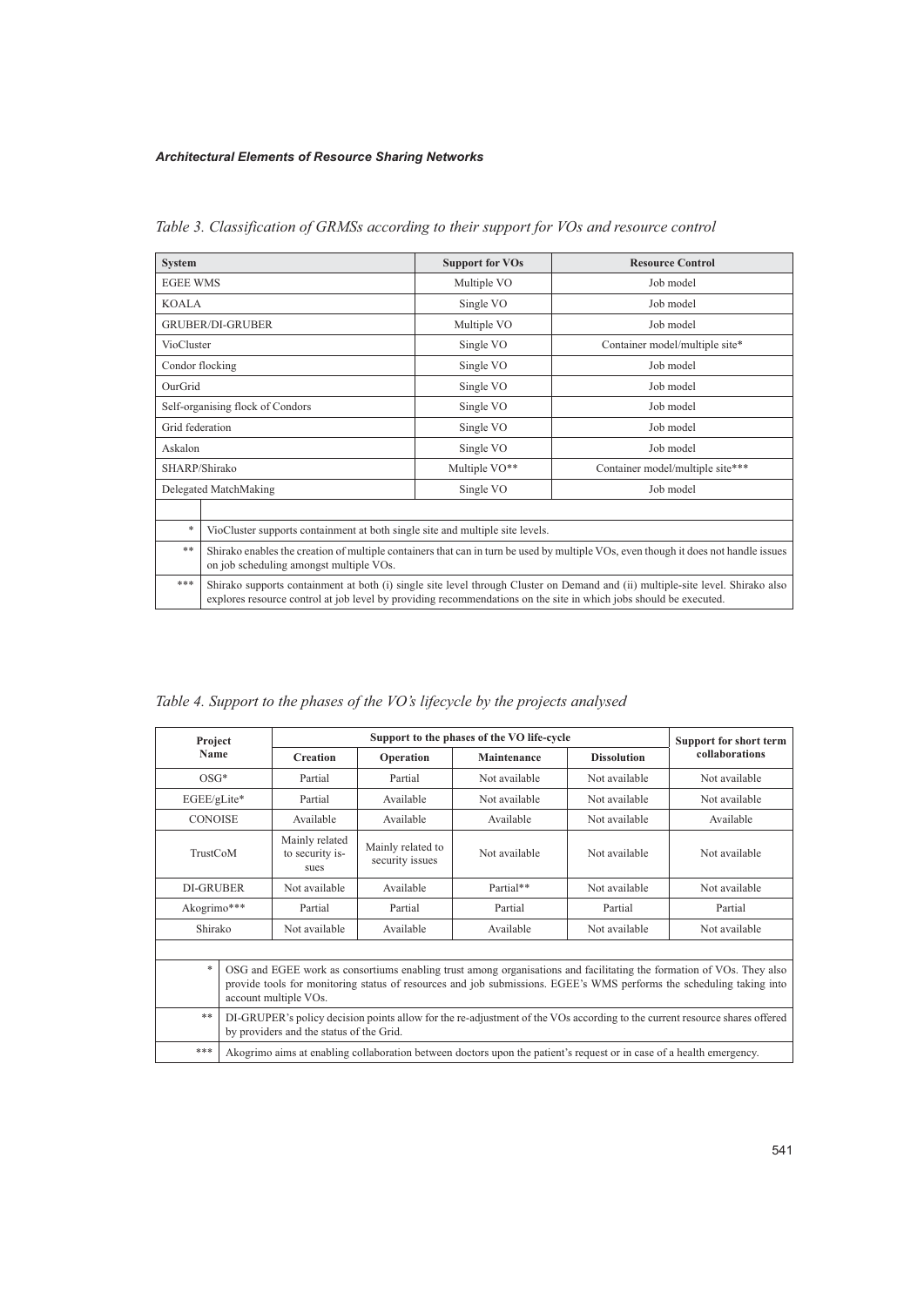*Table 3. Classification of GRMSs according to their support for VOs and resource control*

| System | Support for VOs | Resource Control |
|---|---|---|
| EGEE WMS | Multiple VO | Job model |
| KOALA | Single VO | Job model |
| GRUBER/DI-GRUBER | Multiple VO | Job model |
| VioCluster | Single VO | Container model/multiple site* |
| Condor flocking | Single VO | Job model |
| OurGrid | Single VO | Job model |
| Self-organising flock of Condors | Single VO | Job model |
| Grid federation | Single VO | Job model |
| Askalon | Single VO | Job model |
| SHARP/Shirako | Multiple VO** | Container model/multiple site*** |
| Delegated MatchMaking | Single VO | Job model |

\* VioCluster supports containment at both single site and multiple site levels.

\*\* Shirako enables the creation of multiple containers that can in turn be used by multiple VOs, even though it does not handle issues on job scheduling amongst multiple VOs.

\*\*\* Shirako supports containment at both (i) single site level through Cluster on Demand and (ii) multiple-site level. Shirako also explores resource control at job level by providing recommendations on the site in which jobs should be executed.

*Table 4. Support to the phases of the VO's lifecycle by the projects analysed*

| Project Name | Support to the phases of the VO life-cycle | | | | Support for short term collaborations |
|---|---|---|---|---|---|
| | Creation | Operation | Maintenance | Dissolution | |
| OSG* | Partial | Partial | Not available | Not available | Not available |
| EGEE/gLite* | Partial | Available | Not available | Not available | Not available |
| CONOISE | Available | Available | Available | Not available | Available |
| TrustCoM | Mainly related to security issues | Mainly related to security issues | Not available | Not available | Not available |
| DI-GRUBER | Not available | Available | Partial** | Not available | Not available |
| Akogrimo*** | Partial | Partial | Partial | Partial | Partial |
| Shirako | Not available | Available | Available | Not available | Not available |

\* OSG and EGEE work as consortiums enabling trust among organisations and facilitating the formation of VOs. They also provide tools for monitoring status of resources and job submissions. EGEE's WMS performs the scheduling taking into account multiple VOs.

\*\* DI-GRUPER's policy decision points allow for the re-adjustment of the VOs according to the current resource shares offered by providers and the status of the Grid.

\*\*\* Akogrimo aims at enabling collaboration between doctors upon the patient's request or in case of a health emergency.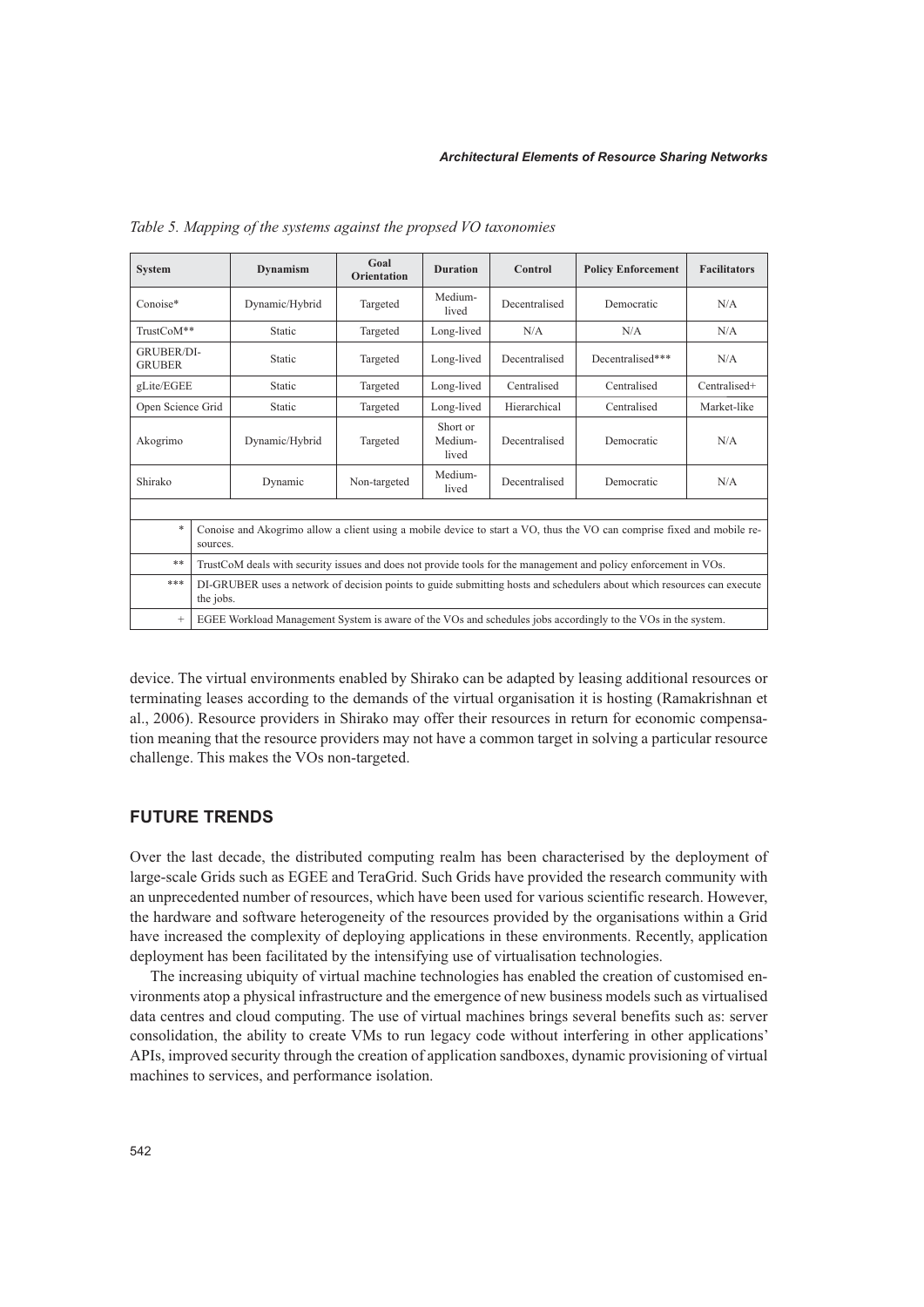*Table 5. Mapping of the systems against the propsed VO taxonomies*

| System | Dynamism | Goal Orientation | Duration | Control | Policy Enforcement | Facilitators |
|---|---|---|---|---|---|---|
| Conoise* | Dynamic/Hybrid | Targeted | Medium-lived | Decentralised | Democratic | N/A |
| TrustCoM** | Static | Targeted | Long-lived | N/A | N/A | N/A |
| GRUBER/DI-GRUBER | Static | Targeted | Long-lived | Decentralised | Decentralised*** | N/A |
| gLite/EGEE | Static | Targeted | Long-lived | Centralised | Centralised | Centralised+ |
| Open Science Grid | Static | Targeted | Long-lived | Hierarchical | Centralised | Market-like |
| Akogrimo | Dynamic/Hybrid | Targeted | Short or Medium-lived | Decentralised | Democratic | N/A |
| Shirako | Dynamic | Non-targeted | Medium-lived | Decentralised | Democratic | N/A |

\* Conoise and Akogrimo allow a client using a mobile device to start a VO, thus the VO can comprise fixed and mobile resources.

\*\* TrustCoM deals with security issues and does not provide tools for the management and policy enforcement in VOs.

\*\*\* DI-GRUBER uses a network of decision points to guide submitting hosts and schedulers about which resources can execute the jobs.

\+ EGEE Workload Management System is aware of the VOs and schedules jobs accordingly to the VOs in the system.

device. The virtual environments enabled by Shirako can be adapted by leasing additional resources or terminating leases according to the demands of the virtual organisation it is hosting (Ramakrishnan et al., 2006). Resource providers in Shirako may offer their resources in return for economic compensation meaning that the resource providers may not have a common target in solving a particular resource challenge. This makes the VOs non-targeted.

## FUTURE TRENDS

Over the last decade, the distributed computing realm has been characterised by the deployment of large-scale Grids such as EGEE and TeraGrid. Such Grids have provided the research community with an unprecedented number of resources, which have been used for various scientific research. However, the hardware and software heterogeneity of the resources provided by the organisations within a Grid have increased the complexity of deploying applications in these environments. Recently, application deployment has been facilitated by the intensifying use of virtualisation technologies.

The increasing ubiquity of virtual machine technologies has enabled the creation of customised environments atop a physical infrastructure and the emergence of new business models such as virtualised data centres and cloud computing. The use of virtual machines brings several benefits such as: server consolidation, the ability to create VMs to run legacy code without interfering in other applications' APIs, improved security through the creation of application sandboxes, dynamic provisioning of virtual machines to services, and performance isolation.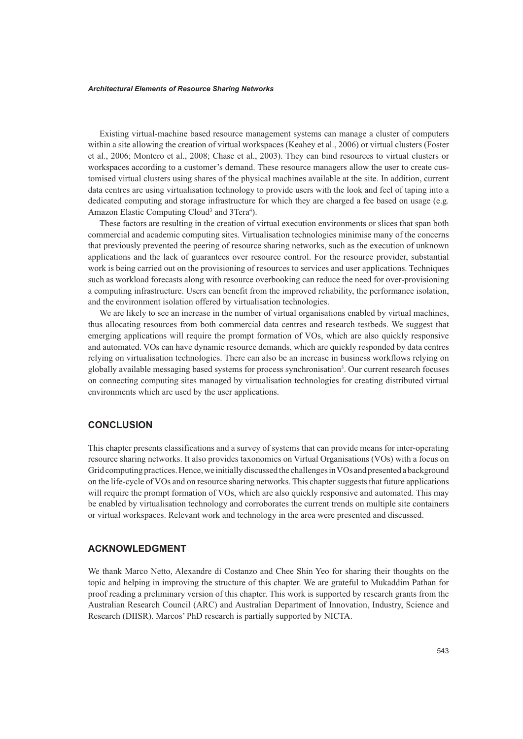Existing virtual-machine based resource management systems can manage a cluster of computers within a site allowing the creation of virtual workspaces (Keahey et al., 2006) or virtual clusters (Foster et al., 2006; Montero et al., 2008; Chase et al., 2003). They can bind resources to virtual clusters or workspaces according to a customer's demand. These resource managers allow the user to create customised virtual clusters using shares of the physical machines available at the site. In addition, current data centres are using virtualisation technology to provide users with the look and feel of taping into a dedicated computing and storage infrastructure for which they are charged a fee based on usage (e.g. Amazon Elastic Computing Cloud[3] and 3Tera[4]).

These factors are resulting in the creation of virtual execution environments or slices that span both commercial and academic computing sites. Virtualisation technologies minimise many of the concerns that previously prevented the peering of resource sharing networks, such as the execution of unknown applications and the lack of guarantees over resource control. For the resource provider, substantial work is being carried out on the provisioning of resources to services and user applications. Techniques such as workload forecasts along with resource overbooking can reduce the need for over-provisioning a computing infrastructure. Users can benefit from the improved reliability, the performance isolation, and the environment isolation offered by virtualisation technologies.

We are likely to see an increase in the number of virtual organisations enabled by virtual machines, thus allocating resources from both commercial data centres and research testbeds. We suggest that emerging applications will require the prompt formation of VOs, which are also quickly responsive and automated. VOs can have dynamic resource demands, which are quickly responded by data centres relying on virtualisation technologies. There can also be an increase in business workflows relying on globally available messaging based systems for process synchronisation[5]. Our current research focuses on connecting computing sites managed by virtualisation technologies for creating distributed virtual environments which are used by the user applications.

## CONCLUSION

This chapter presents classifications and a survey of systems that can provide means for inter-operating resource sharing networks. It also provides taxonomies on Virtual Organisations (VOs) with a focus on Grid computing practices. Hence, we initially discussed the challenges in VOs and presented a background on the life-cycle of VOs and on resource sharing networks. This chapter suggests that future applications will require the prompt formation of VOs, which are also quickly responsive and automated. This may be enabled by virtualisation technology and corroborates the current trends on multiple site containers or virtual workspaces. Relevant work and technology in the area were presented and discussed.

## ACKNOWLEDGMENT

We thank Marco Netto, Alexandre di Costanzo and Chee Shin Yeo for sharing their thoughts on the topic and helping in improving the structure of this chapter. We are grateful to Mukaddim Pathan for proof reading a preliminary version of this chapter. This work is supported by research grants from the Australian Research Council (ARC) and Australian Department of Innovation, Industry, Science and Research (DIISR). Marcos' PhD research is partially supported by NICTA.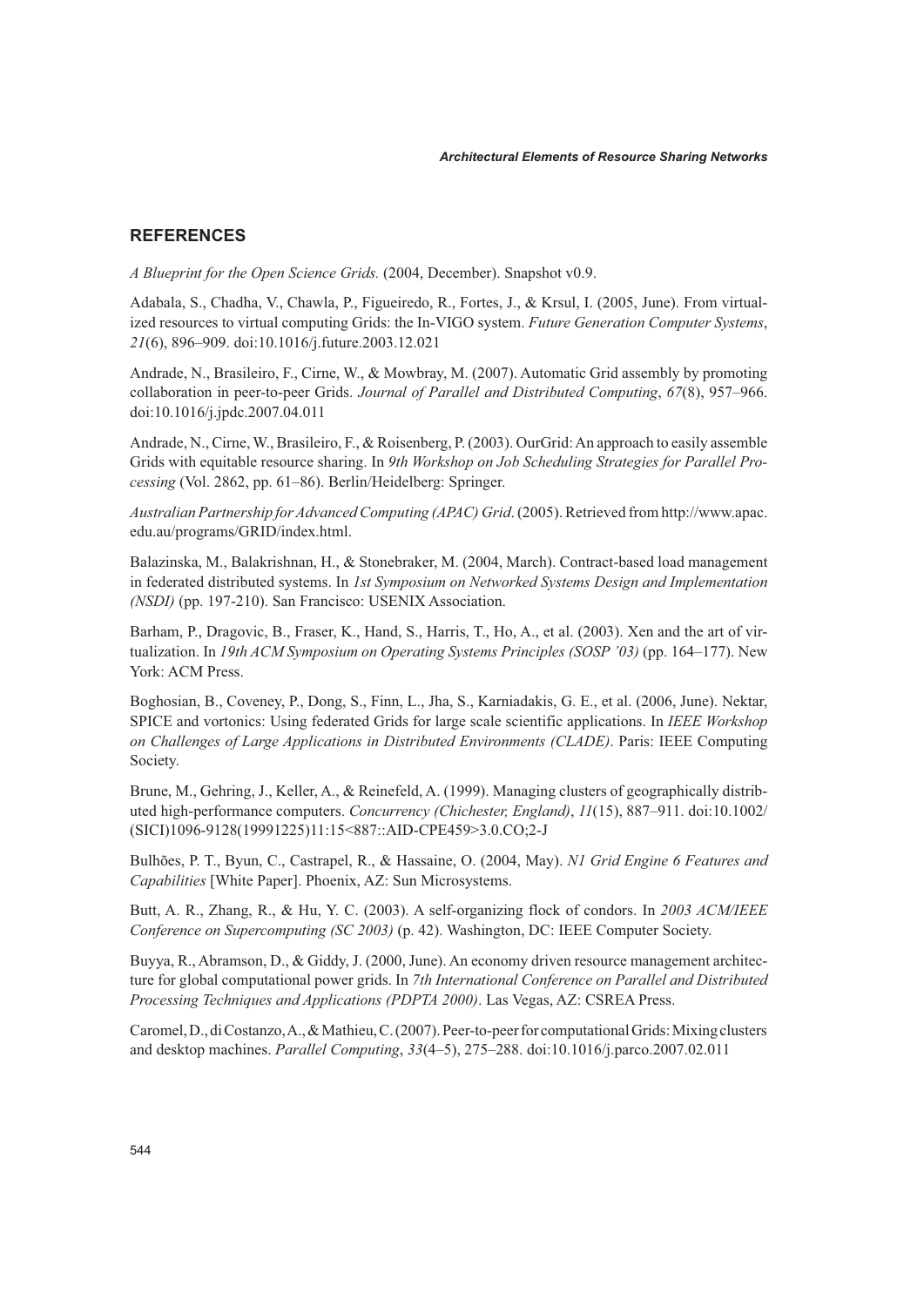## REFERENCES

*A Blueprint for the Open Science Grids.* (2004, December). Snapshot v0.9.

Adabala, S., Chadha, V., Chawla, P., Figueiredo, R., Fortes, J., & Krsul, I. (2005, June). From virtualized resources to virtual computing Grids: the In-VIGO system. *Future Generation Computer Systems*, *21*(6), 896–909. doi:10.1016/j.future.2003.12.021

Andrade, N., Brasileiro, F., Cirne, W., & Mowbray, M. (2007). Automatic Grid assembly by promoting collaboration in peer-to-peer Grids. *Journal of Parallel and Distributed Computing*, *67*(8), 957–966. doi:10.1016/j.jpdc.2007.04.011

Andrade, N., Cirne, W., Brasileiro, F., & Roisenberg, P. (2003). OurGrid: An approach to easily assemble Grids with equitable resource sharing. In *9th Workshop on Job Scheduling Strategies for Parallel Processing* (Vol. 2862, pp. 61–86). Berlin/Heidelberg: Springer.

*Australian Partnership for Advanced Computing (APAC) Grid*. (2005). Retrieved from http://www.apac.edu.au/programs/GRID/index.html.

Balazinska, M., Balakrishnan, H., & Stonebraker, M. (2004, March). Contract-based load management in federated distributed systems. In *1st Symposium on Networked Systems Design and Implementation (NSDI)* (pp. 197-210). San Francisco: USENIX Association.

Barham, P., Dragovic, B., Fraser, K., Hand, S., Harris, T., Ho, A., et al. (2003). Xen and the art of virtualization. In *19th ACM Symposium on Operating Systems Principles (SOSP '03)* (pp. 164–177). New York: ACM Press.

Boghosian, B., Coveney, P., Dong, S., Finn, L., Jha, S., Karniadakis, G. E., et al. (2006, June). Nektar, SPICE and vortonics: Using federated Grids for large scale scientific applications. In *IEEE Workshop on Challenges of Large Applications in Distributed Environments (CLADE)*. Paris: IEEE Computing Society.

Brune, M., Gehring, J., Keller, A., & Reinefeld, A. (1999). Managing clusters of geographically distributed high-performance computers. *Concurrency (Chichester, England)*, *11*(15), 887–911. doi:10.1002/(SICI)1096-9128(19991225)11:15<887::AID-CPE459>3.0.CO;2-J

Bulhões, P. T., Byun, C., Castrapel, R., & Hassaine, O. (2004, May). *N1 Grid Engine 6 Features and Capabilities* [White Paper]. Phoenix, AZ: Sun Microsystems.

Butt, A. R., Zhang, R., & Hu, Y. C. (2003). A self-organizing flock of condors. In *2003 ACM/IEEE Conference on Supercomputing (SC 2003)* (p. 42). Washington, DC: IEEE Computer Society.

Buyya, R., Abramson, D., & Giddy, J. (2000, June). An economy driven resource management architecture for global computational power grids. In *7th International Conference on Parallel and Distributed Processing Techniques and Applications (PDPTA 2000)*. Las Vegas, AZ: CSREA Press.

Caromel, D., di Costanzo, A., & Mathieu, C. (2007). Peer-to-peer for computational Grids: Mixing clusters and desktop machines. *Parallel Computing*, *33*(4–5), 275–288. doi:10.1016/j.parco.2007.02.011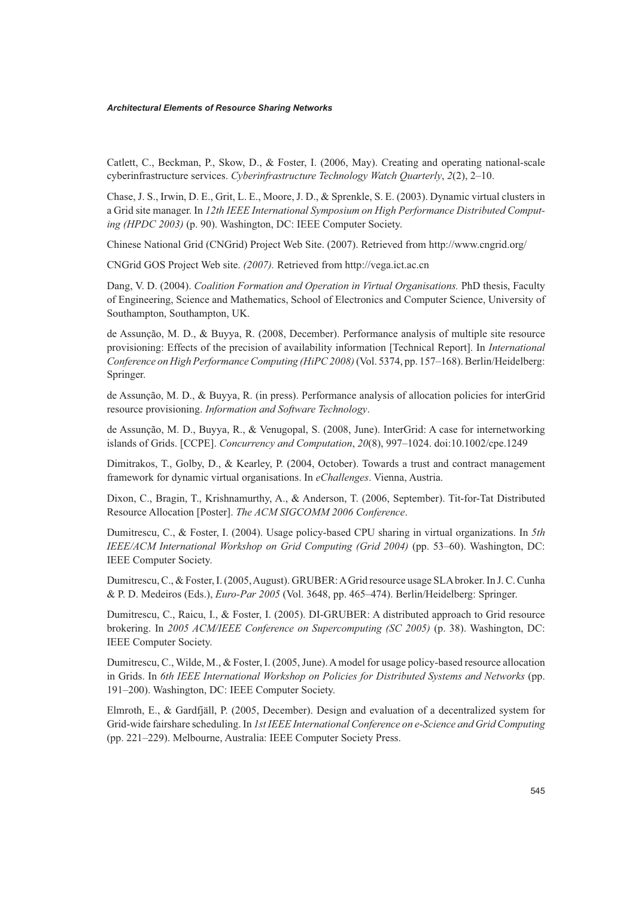Catlett, C., Beckman, P., Skow, D., & Foster, I. (2006, May). Creating and operating national-scale cyberinfrastructure services. *Cyberinfrastructure Technology Watch Quarterly*, *2*(2), 2–10.

Chase, J. S., Irwin, D. E., Grit, L. E., Moore, J. D., & Sprenkle, S. E. (2003). Dynamic virtual clusters in a Grid site manager. In *12th IEEE International Symposium on High Performance Distributed Computing (HPDC 2003)* (p. 90). Washington, DC: IEEE Computer Society.

Chinese National Grid (CNGrid) Project Web Site. (2007). Retrieved from http://www.cngrid.org/

CNGrid GOS Project Web site. *(2007).* Retrieved from http://vega.ict.ac.cn

Dang, V. D. (2004). *Coalition Formation and Operation in Virtual Organisations.* PhD thesis, Faculty of Engineering, Science and Mathematics, School of Electronics and Computer Science, University of Southampton, Southampton, UK.

de Assunção, M. D., & Buyya, R. (2008, December). Performance analysis of multiple site resource provisioning: Effects of the precision of availability information [Technical Report]. In *International Conference on High Performance Computing (HiPC 2008)* (Vol. 5374, pp. 157–168). Berlin/Heidelberg: Springer.

de Assunção, M. D., & Buyya, R. (in press). Performance analysis of allocation policies for interGrid resource provisioning. *Information and Software Technology*.

de Assunção, M. D., Buyya, R., & Venugopal, S. (2008, June). InterGrid: A case for internetworking islands of Grids. [CCPE]. *Concurrency and Computation*, *20*(8), 997–1024. doi:10.1002/cpe.1249

Dimitrakos, T., Golby, D., & Kearley, P. (2004, October). Towards a trust and contract management framework for dynamic virtual organisations. In *eChallenges*. Vienna, Austria.

Dixon, C., Bragin, T., Krishnamurthy, A., & Anderson, T. (2006, September). Tit-for-Tat Distributed Resource Allocation [Poster]. *The ACM SIGCOMM 2006 Conference*.

Dumitrescu, C., & Foster, I. (2004). Usage policy-based CPU sharing in virtual organizations. In *5th IEEE/ACM International Workshop on Grid Computing (Grid 2004)* (pp. 53–60). Washington, DC: IEEE Computer Society.

Dumitrescu, C., & Foster, I. (2005, August). GRUBER: A Grid resource usage SLA broker. In J. C. Cunha & P. D. Medeiros (Eds.), *Euro-Par 2005* (Vol. 3648, pp. 465–474). Berlin/Heidelberg: Springer.

Dumitrescu, C., Raicu, I., & Foster, I. (2005). DI-GRUBER: A distributed approach to Grid resource brokering. In *2005 ACM/IEEE Conference on Supercomputing (SC 2005)* (p. 38). Washington, DC: IEEE Computer Society.

Dumitrescu, C., Wilde, M., & Foster, I. (2005, June). A model for usage policy-based resource allocation in Grids. In *6th IEEE International Workshop on Policies for Distributed Systems and Networks* (pp. 191–200). Washington, DC: IEEE Computer Society.

Elmroth, E., & Gardfjäll, P. (2005, December). Design and evaluation of a decentralized system for Grid-wide fairshare scheduling. In *1st IEEE International Conference on e-Science and Grid Computing* (pp. 221–229). Melbourne, Australia: IEEE Computer Society Press.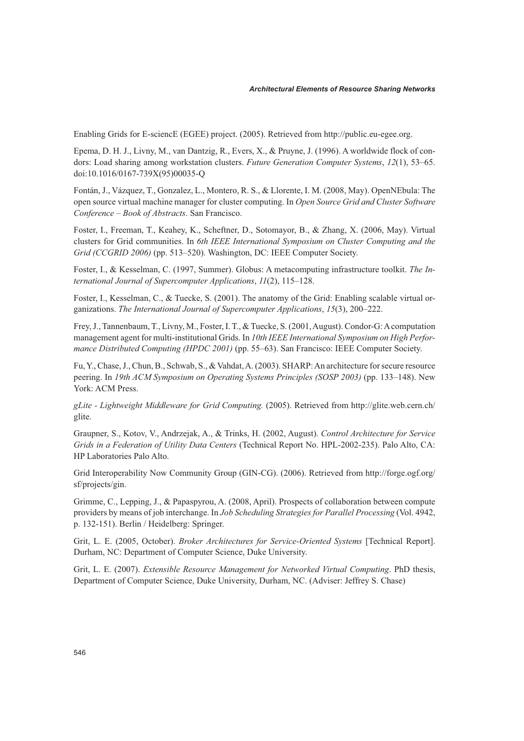Enabling Grids for E-sciencE (EGEE) project. (2005). Retrieved from http://public.eu-egee.org.

Epema, D. H. J., Livny, M., van Dantzig, R., Evers, X., & Pruyne, J. (1996). A worldwide flock of condors: Load sharing among workstation clusters. *Future Generation Computer Systems*, *12*(1), 53–65. doi:10.1016/0167-739X(95)00035-Q

Fontán, J., Vázquez, T., Gonzalez, L., Montero, R. S., & Llorente, I. M. (2008, May). OpenNEbula: The open source virtual machine manager for cluster computing. In *Open Source Grid and Cluster Software Conference – Book of Abstracts*. San Francisco.

Foster, I., Freeman, T., Keahey, K., Scheftner, D., Sotomayor, B., & Zhang, X. (2006, May). Virtual clusters for Grid communities. In *6th IEEE International Symposium on Cluster Computing and the Grid (CCGRID 2006)* (pp. 513–520). Washington, DC: IEEE Computer Society.

Foster, I., & Kesselman, C. (1997, Summer). Globus: A metacomputing infrastructure toolkit. *The International Journal of Supercomputer Applications*, *11*(2), 115–128.

Foster, I., Kesselman, C., & Tuecke, S. (2001). The anatomy of the Grid: Enabling scalable virtual organizations. *The International Journal of Supercomputer Applications*, *15*(3), 200–222.

Frey, J., Tannenbaum, T., Livny, M., Foster, I. T., & Tuecke, S. (2001, August). Condor-G: A computation management agent for multi-institutional Grids. In *10th IEEE International Symposium on High Performance Distributed Computing (HPDC 2001)* (pp. 55–63). San Francisco: IEEE Computer Society.

Fu, Y., Chase, J., Chun, B., Schwab, S., & Vahdat, A. (2003). SHARP: An architecture for secure resource peering. In *19th ACM Symposium on Operating Systems Principles (SOSP 2003)* (pp. 133–148). New York: ACM Press.

*gLite - Lightweight Middleware for Grid Computing.* (2005). Retrieved from http://glite.web.cern.ch/glite.

Graupner, S., Kotov, V., Andrzejak, A., & Trinks, H. (2002, August). *Control Architecture for Service Grids in a Federation of Utility Data Centers* (Technical Report No. HPL-2002-235). Palo Alto, CA: HP Laboratories Palo Alto.

Grid Interoperability Now Community Group (GIN-CG). (2006). Retrieved from http://forge.ogf.org/sf/projects/gin.

Grimme, C., Lepping, J., & Papaspyrou, A. (2008, April). Prospects of collaboration between compute providers by means of job interchange. In *Job Scheduling Strategies for Parallel Processing* (Vol. 4942, p. 132-151). Berlin / Heidelberg: Springer.

Grit, L. E. (2005, October). *Broker Architectures for Service-Oriented Systems* [Technical Report]. Durham, NC: Department of Computer Science, Duke University.

Grit, L. E. (2007). *Extensible Resource Management for Networked Virtual Computing*. PhD thesis, Department of Computer Science, Duke University, Durham, NC. (Adviser: Jeffrey S. Chase)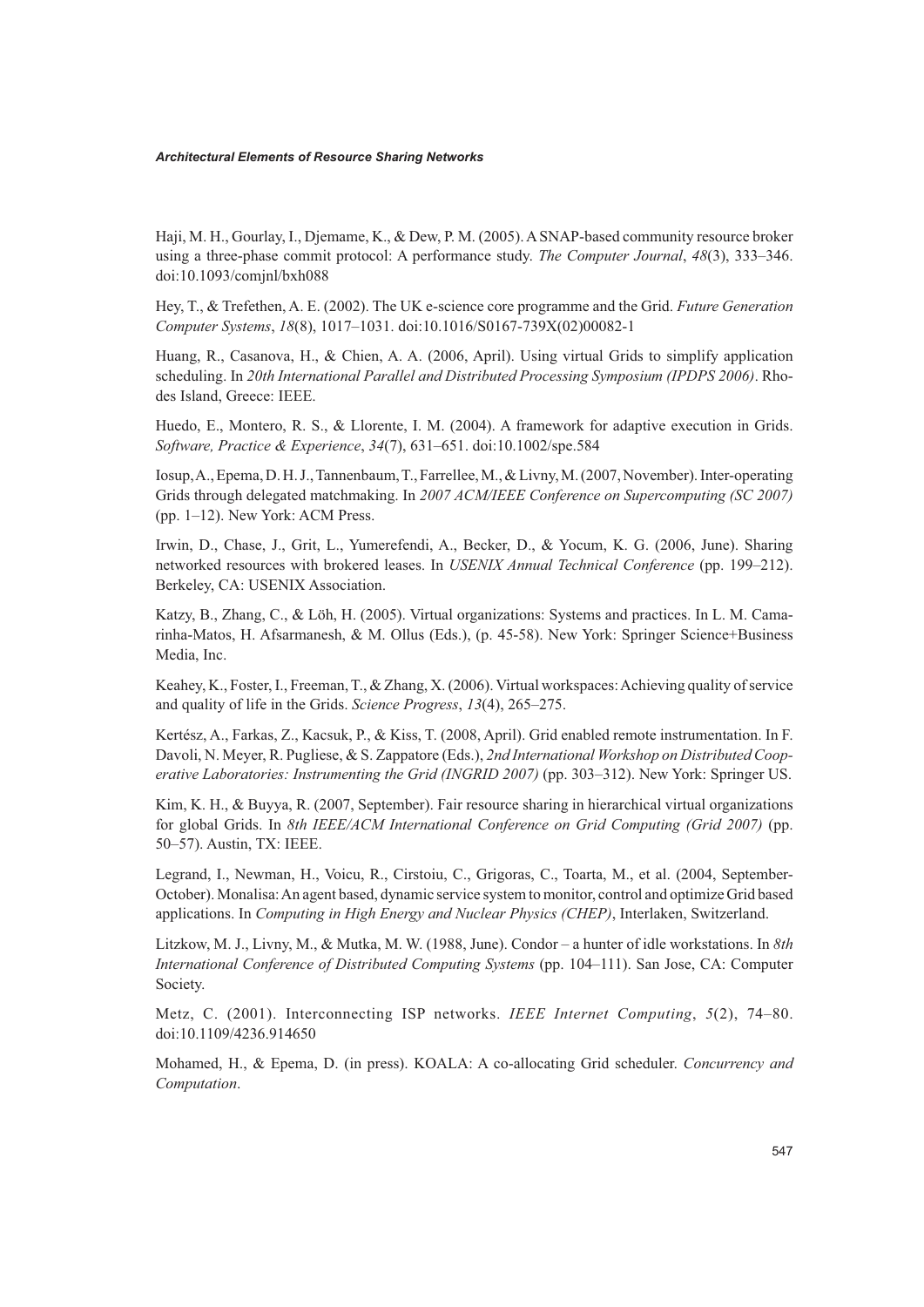Haji, M. H., Gourlay, I., Djemame, K., & Dew, P. M. (2005). A SNAP-based community resource broker using a three-phase commit protocol: A performance study. *The Computer Journal*, *48*(3), 333–346. doi:10.1093/comjnl/bxh088

Hey, T., & Trefethen, A. E. (2002). The UK e-science core programme and the Grid. *Future Generation Computer Systems*, *18*(8), 1017–1031. doi:10.1016/S0167-739X(02)00082-1

Huang, R., Casanova, H., & Chien, A. A. (2006, April). Using virtual Grids to simplify application scheduling. In *20th International Parallel and Distributed Processing Symposium (IPDPS 2006)*. Rhodes Island, Greece: IEEE.

Huedo, E., Montero, R. S., & Llorente, I. M. (2004). A framework for adaptive execution in Grids. *Software, Practice & Experience*, *34*(7), 631–651. doi:10.1002/spe.584

Iosup, A., Epema, D. H. J., Tannenbaum, T., Farrellee, M., & Livny, M. (2007, November). Inter-operating Grids through delegated matchmaking. In *2007 ACM/IEEE Conference on Supercomputing (SC 2007)* (pp. 1–12). New York: ACM Press.

Irwin, D., Chase, J., Grit, L., Yumerefendi, A., Becker, D., & Yocum, K. G. (2006, June). Sharing networked resources with brokered leases. In *USENIX Annual Technical Conference* (pp. 199–212). Berkeley, CA: USENIX Association.

Katzy, B., Zhang, C., & Löh, H. (2005). Virtual organizations: Systems and practices. In L. M. Camarinha-Matos, H. Afsarmanesh, & M. Ollus (Eds.), (p. 45-58). New York: Springer Science+Business Media, Inc.

Keahey, K., Foster, I., Freeman, T., & Zhang, X. (2006). Virtual workspaces: Achieving quality of service and quality of life in the Grids. *Science Progress*, *13*(4), 265–275.

Kertész, A., Farkas, Z., Kacsuk, P., & Kiss, T. (2008, April). Grid enabled remote instrumentation. In F. Davoli, N. Meyer, R. Pugliese, & S. Zappatore (Eds.), *2nd International Workshop on Distributed Cooperative Laboratories: Instrumenting the Grid (INGRID 2007)* (pp. 303–312). New York: Springer US.

Kim, K. H., & Buyya, R. (2007, September). Fair resource sharing in hierarchical virtual organizations for global Grids. In *8th IEEE/ACM International Conference on Grid Computing (Grid 2007)* (pp. 50–57). Austin, TX: IEEE.

Legrand, I., Newman, H., Voicu, R., Cirstoiu, C., Grigoras, C., Toarta, M., et al. (2004, September-October). Monalisa: An agent based, dynamic service system to monitor, control and optimize Grid based applications. In *Computing in High Energy and Nuclear Physics (CHEP)*, Interlaken, Switzerland.

Litzkow, M. J., Livny, M., & Mutka, M. W. (1988, June). Condor – a hunter of idle workstations. In *8th International Conference of Distributed Computing Systems* (pp. 104–111). San Jose, CA: Computer Society.

Metz, C. (2001). Interconnecting ISP networks. *IEEE Internet Computing*, *5*(2), 74–80. doi:10.1109/4236.914650

Mohamed, H., & Epema, D. (in press). KOALA: A co-allocating Grid scheduler. *Concurrency and Computation*.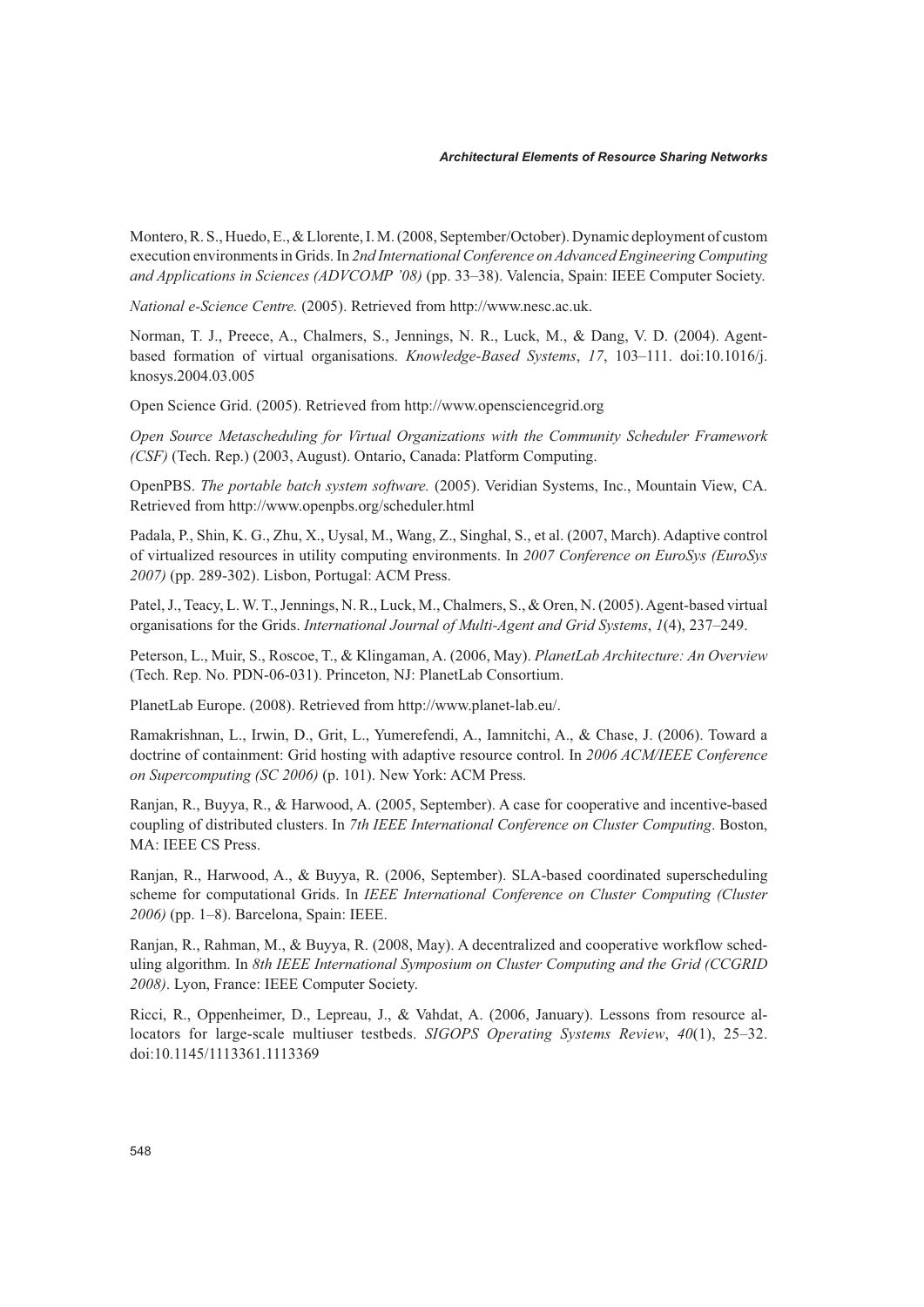Montero, R. S., Huedo, E., & Llorente, I. M. (2008, September/October). Dynamic deployment of custom execution environments in Grids. In *2nd International Conference on Advanced Engineering Computing and Applications in Sciences (ADVCOMP '08)* (pp. 33–38). Valencia, Spain: IEEE Computer Society.

*National e-Science Centre.* (2005). Retrieved from http://www.nesc.ac.uk.

Norman, T. J., Preece, A., Chalmers, S., Jennings, N. R., Luck, M., & Dang, V. D. (2004). Agent-based formation of virtual organisations. *Knowledge-Based Systems*, *17*, 103–111. doi:10.1016/j.knosys.2004.03.005

Open Science Grid. (2005). Retrieved from http://www.opensciencegrid.org

*Open Source Metascheduling for Virtual Organizations with the Community Scheduler Framework (CSF)* (Tech. Rep.) (2003, August). Ontario, Canada: Platform Computing.

OpenPBS. *The portable batch system software.* (2005). Veridian Systems, Inc., Mountain View, CA. Retrieved from http://www.openpbs.org/scheduler.html

Padala, P., Shin, K. G., Zhu, X., Uysal, M., Wang, Z., Singhal, S., et al. (2007, March). Adaptive control of virtualized resources in utility computing environments. In *2007 Conference on EuroSys (EuroSys 2007)* (pp. 289-302). Lisbon, Portugal: ACM Press.

Patel, J., Teacy, L. W. T., Jennings, N. R., Luck, M., Chalmers, S., & Oren, N. (2005). Agent-based virtual organisations for the Grids. *International Journal of Multi-Agent and Grid Systems*, *1*(4), 237–249.

Peterson, L., Muir, S., Roscoe, T., & Klingaman, A. (2006, May). *PlanetLab Architecture: An Overview* (Tech. Rep. No. PDN-06-031). Princeton, NJ: PlanetLab Consortium.

PlanetLab Europe. (2008). Retrieved from http://www.planet-lab.eu/.

Ramakrishnan, L., Irwin, D., Grit, L., Yumerefendi, A., Iamnitchi, A., & Chase, J. (2006). Toward a doctrine of containment: Grid hosting with adaptive resource control. In *2006 ACM/IEEE Conference on Supercomputing (SC 2006)* (p. 101). New York: ACM Press.

Ranjan, R., Buyya, R., & Harwood, A. (2005, September). A case for cooperative and incentive-based coupling of distributed clusters. In *7th IEEE International Conference on Cluster Computing*. Boston, MA: IEEE CS Press.

Ranjan, R., Harwood, A., & Buyya, R. (2006, September). SLA-based coordinated superscheduling scheme for computational Grids. In *IEEE International Conference on Cluster Computing (Cluster 2006)* (pp. 1–8). Barcelona, Spain: IEEE.

Ranjan, R., Rahman, M., & Buyya, R. (2008, May). A decentralized and cooperative workflow scheduling algorithm. In *8th IEEE International Symposium on Cluster Computing and the Grid (CCGRID 2008)*. Lyon, France: IEEE Computer Society.

Ricci, R., Oppenheimer, D., Lepreau, J., & Vahdat, A. (2006, January). Lessons from resource allocators for large-scale multiuser testbeds. *SIGOPS Operating Systems Review*, *40*(1), 25–32. doi:10.1145/1113361.1113369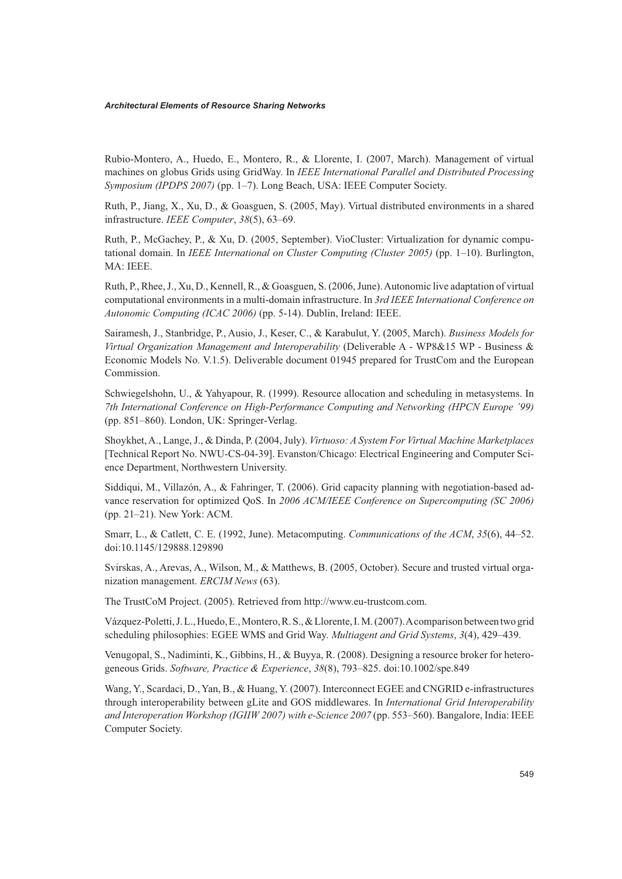Rubio-Montero, A., Huedo, E., Montero, R., & Llorente, I. (2007, March). Management of virtual machines on globus Grids using GridWay. In *IEEE International Parallel and Distributed Processing Symposium (IPDPS 2007)* (pp. 1–7). Long Beach, USA: IEEE Computer Society.

Ruth, P., Jiang, X., Xu, D., & Goasguen, S. (2005, May). Virtual distributed environments in a shared infrastructure. *IEEE Computer*, *38*(5), 63–69.

Ruth, P., McGachey, P., & Xu, D. (2005, September). VioCluster: Virtualization for dynamic computational domain. In *IEEE International on Cluster Computing (Cluster 2005)* (pp. 1–10). Burlington, MA: IEEE.

Ruth, P., Rhee, J., Xu, D., Kennell, R., & Goasguen, S. (2006, June). Autonomic live adaptation of virtual computational environments in a multi-domain infrastructure. In *3rd IEEE International Conference on Autonomic Computing (ICAC 2006)* (pp. 5-14). Dublin, Ireland: IEEE.

Sairamesh, J., Stanbridge, P., Ausio, J., Keser, C., & Karabulut, Y. (2005, March). *Business Models for Virtual Organization Management and Interoperability* (Deliverable A - WP8&15 WP - Business & Economic Models No. V.1.5). Deliverable document 01945 prepared for TrustCom and the European Commission.

Schwiegelshohn, U., & Yahyapour, R. (1999). Resource allocation and scheduling in metasystems. In *7th International Conference on High-Performance Computing and Networking (HPCN Europe '99)* (pp. 851–860). London, UK: Springer-Verlag.

Shoykhet, A., Lange, J., & Dinda, P. (2004, July). *Virtuoso: A System For Virtual Machine Marketplaces* [Technical Report No. NWU-CS-04-39]. Evanston/Chicago: Electrical Engineering and Computer Science Department, Northwestern University.

Siddiqui, M., Villazón, A., & Fahringer, T. (2006). Grid capacity planning with negotiation-based advance reservation for optimized QoS. In *2006 ACM/IEEE Conference on Supercomputing (SC 2006)* (pp. 21–21). New York: ACM.

Smarr, L., & Catlett, C. E. (1992, June). Metacomputing. *Communications of the ACM*, *35*(6), 44–52. doi:10.1145/129888.129890

Svirskas, A., Arevas, A., Wilson, M., & Matthews, B. (2005, October). Secure and trusted virtual organization management. *ERCIM News* (63).

The TrustCoM Project. (2005). Retrieved from http://www.eu-trustcom.com.

Vázquez-Poletti, J. L., Huedo, E., Montero, R. S., & Llorente, I. M. (2007). A comparison between two grid scheduling philosophies: EGEE WMS and Grid Way. *Multiagent and Grid Systems*, *3*(4), 429–439.

Venugopal, S., Nadiminti, K., Gibbins, H., & Buyya, R. (2008). Designing a resource broker for heterogeneous Grids. *Software, Practice & Experience*, *38*(8), 793–825. doi:10.1002/spe.849

Wang, Y., Scardaci, D., Yan, B., & Huang, Y. (2007). Interconnect EGEE and CNGRID e-infrastructures through interoperability between gLite and GOS middlewares. In *International Grid Interoperability and Interoperation Workshop (IGIIW 2007) with e-Science 2007* (pp. 553–560). Bangalore, India: IEEE Computer Society.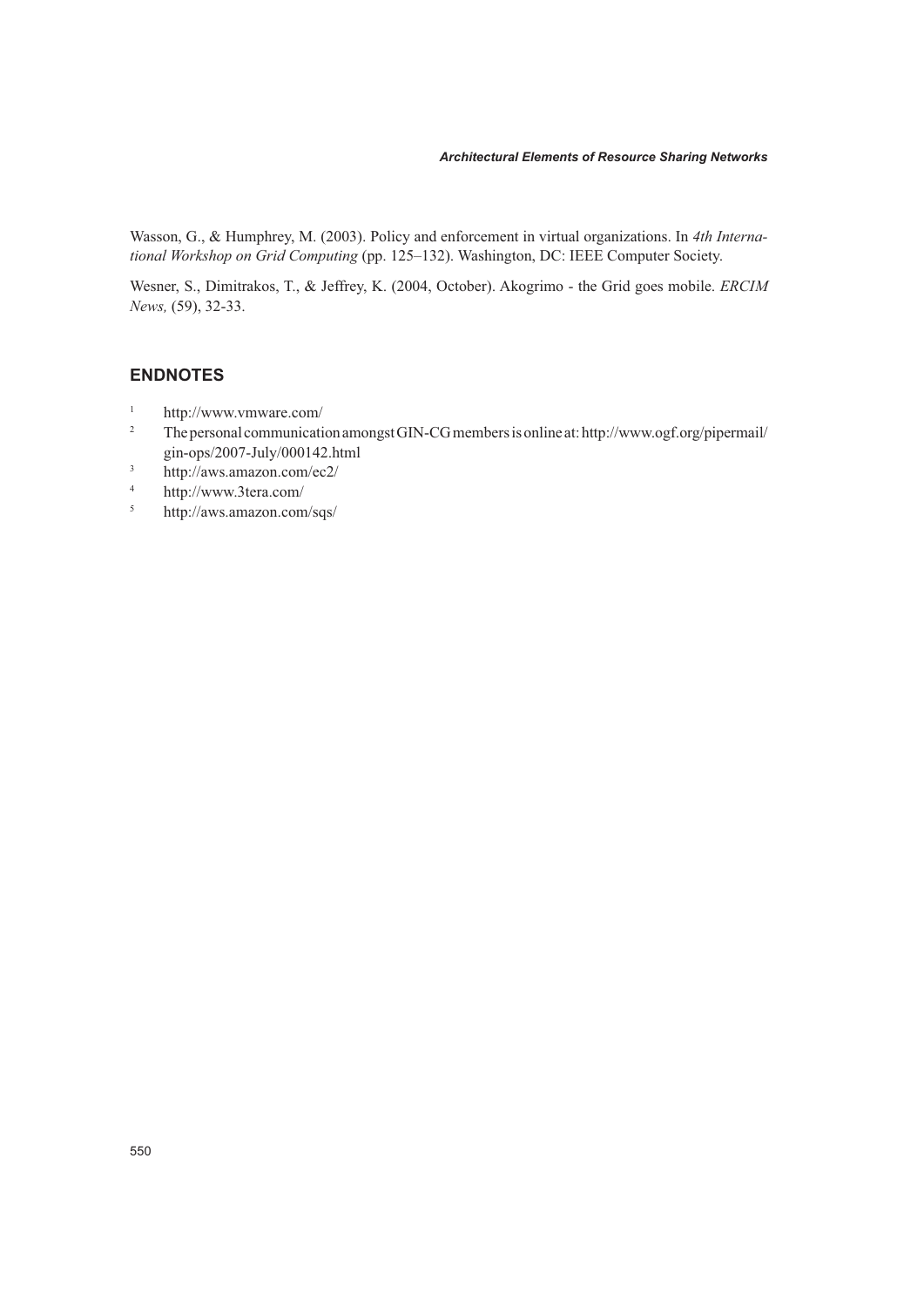Wasson, G., & Humphrey, M. (2003). Policy and enforcement in virtual organizations. In *4th International Workshop on Grid Computing* (pp. 125–132). Washington, DC: IEEE Computer Society.

Wesner, S., Dimitrakos, T., & Jeffrey, K. (2004, October). Akogrimo - the Grid goes mobile. *ERCIM News,* (59), 32-33.

## ENDNOTES

1. http://www.vmware.com/
2. The personal communication amongst GIN-CG members is online at: http://www.ogf.org/pipermail/gin-ops/2007-July/000142.html
3. http://aws.amazon.com/ec2/
4. http://www.3tera.com/
5. http://aws.amazon.com/sqs/